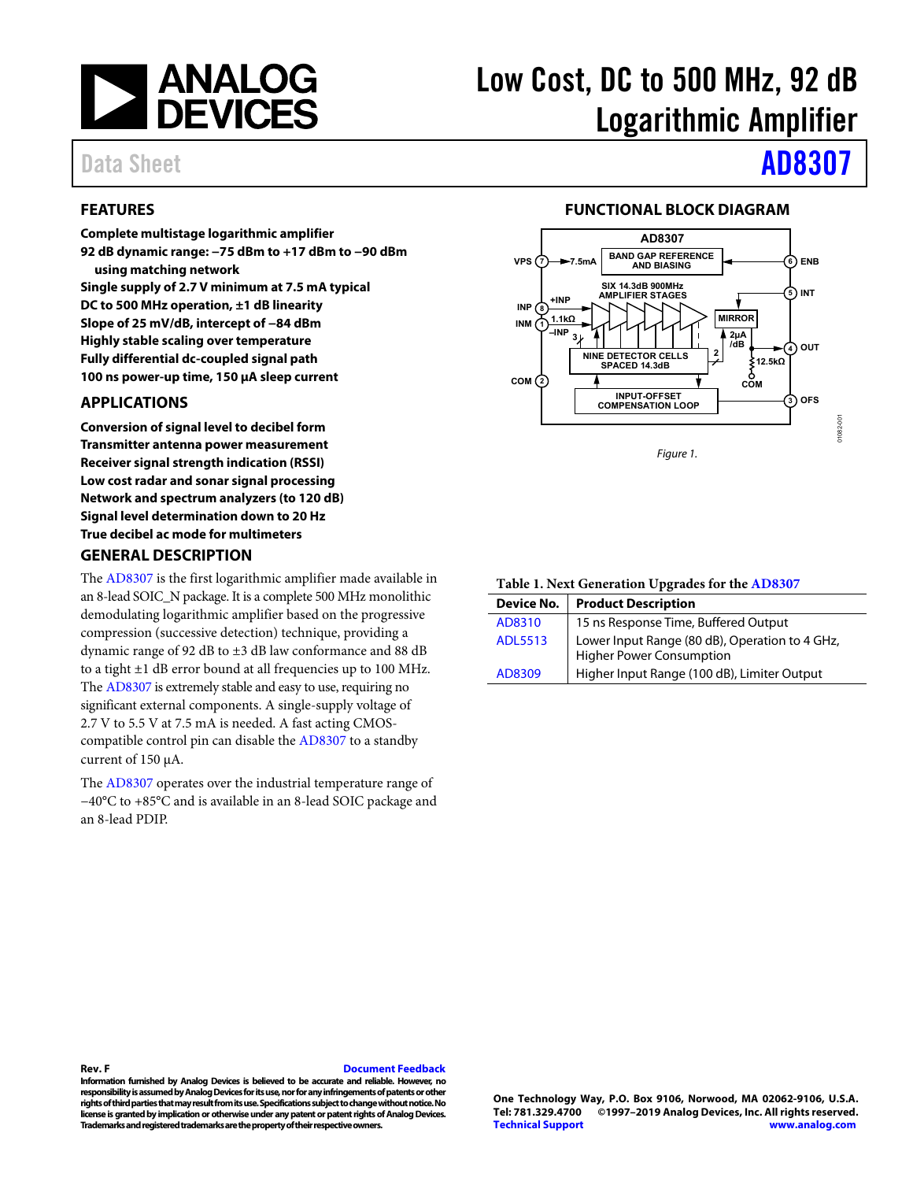# Low Cost, DC to 500 MHz, 92 dB Logarithmic Amplifier

Data Sheet **AD8307**

## FEATURES

**Complete multistage logarithmic amplifier**
**92 dB dynamic range: −75 dBm to +17 dBm to −90 dBm using matching network**
**Single supply of 2.7 V minimum at 7.5 mA typical**
**DC to 500 MHz operation, ±1 dB linearity**
**Slope of 25 mV/dB, intercept of −84 dBm**
**Highly stable scaling over temperature**
**Fully differential dc-coupled signal path**
**100 ns power-up time, 150 μA sleep current**

## APPLICATIONS

**Conversion of signal level to decibel form**
**Transmitter antenna power measurement**
**Receiver signal strength indication (RSSI)**
**Low cost radar and sonar signal processing**
**Network and spectrum analyzers (to 120 dB)**
**Signal level determination down to 20 Hz**
**True decibel ac mode for multimeters**

## GENERAL DESCRIPTION

The AD8307 is the first logarithmic amplifier made available in an 8-lead SOIC_N package. It is a complete 500 MHz monolithic demodulating logarithmic amplifier based on the progressive compression (successive detection) technique, providing a dynamic range of 92 dB to ±3 dB law conformance and 88 dB to a tight ±1 dB error bound at all frequencies up to 100 MHz. The AD8307 is extremely stable and easy to use, requiring no significant external components. A single-supply voltage of 2.7 V to 5.5 V at 7.5 mA is needed. A fast acting CMOS-compatible control pin can disable the AD8307 to a standby current of 150 μA.

The AD8307 operates over the industrial temperature range of −40°C to +85°C and is available in an 8-lead SOIC package and an 8-lead PDIP.

## FUNCTIONAL BLOCK DIAGRAM

Figure 1.

**Table 1. Next Generation Upgrades for the AD8307**

| Device No. | Product Description |
|---|---|
| AD8310 | 15 ns Response Time, Buffered Output |
| ADL5513 | Lower Input Range (80 dB), Operation to 4 GHz, Higher Power Consumption |
| AD8309 | Higher Input Range (100 dB), Limiter Output |

Rev. F

Document Feedback

Information furnished by Analog Devices is believed to be accurate and reliable. However, no responsibility is assumed by Analog Devices for its use, nor for any infringements of patents or other rights of third parties that may result from its use. Specifications subject to change without notice. No license is granted by implication or otherwise under any patent or patent rights of Analog Devices. Trademarks and registered trademarks are the property of their respective owners.

One Technology Way, P.O. Box 9106, Norwood, MA 02062-9106, U.S.A.
Tel: 781.329.4700 ©1997–2019 Analog Devices, Inc. All rights reserved.
Technical Support www.analog.com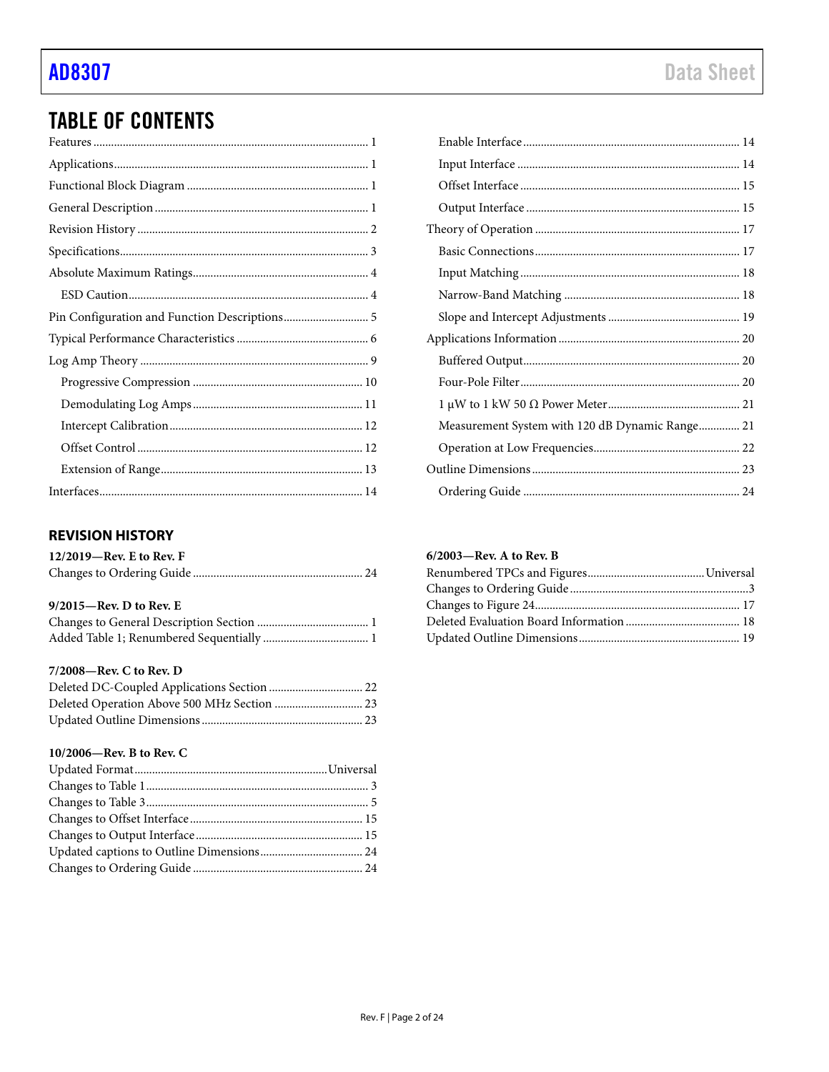## TABLE OF CONTENTS

Features ... 1
Applications ... 1
Functional Block Diagram ... 1
General Description ... 1
Revision History ... 2
Specifications ... 3
Absolute Maximum Ratings ... 4
  ESD Caution ... 4
Pin Configuration and Function Descriptions ... 5
Typical Performance Characteristics ... 6
Log Amp Theory ... 9
  Progressive Compression ... 10
  Demodulating Log Amps ... 11
  Intercept Calibration ... 12
  Offset Control ... 12
  Extension of Range ... 13
Interfaces ... 14
  Enable Interface ... 14
  Input Interface ... 14
  Offset Interface ... 15
  Output Interface ... 15
Theory of Operation ... 17
  Basic Connections ... 17
  Input Matching ... 18
  Narrow-Band Matching ... 18
  Slope and Intercept Adjustments ... 19
Applications Information ... 20
  Buffered Output ... 20
  Four-Pole Filter ... 20
  1 μW to 1 kW 50 Ω Power Meter ... 21
  Measurement System with 120 dB Dynamic Range ... 21
  Operation at Low Frequencies ... 22
Outline Dimensions ... 23
  Ordering Guide ... 24

### REVISION HISTORY

**12/2019—Rev. E to Rev. F**

Changes to Ordering Guide ... 24

**9/2015—Rev. D to Rev. E**

Changes to General Description Section ... 1
Added Table 1; Renumbered Sequentially ... 1

**7/2008—Rev. C to Rev. D**

Deleted DC-Coupled Applications Section ... 22
Deleted Operation Above 500 MHz Section ... 23
Updated Outline Dimensions ... 23

**10/2006—Rev. B to Rev. C**

Updated Format ... Universal
Changes to Table 1 ... 3
Changes to Table 3 ... 5
Changes to Offset Interface ... 15
Changes to Output Interface ... 15
Updated captions to Outline Dimensions ... 24
Changes to Ordering Guide ... 24

**6/2003—Rev. A to Rev. B**

Renumbered TPCs and Figures ... Universal
Changes to Ordering Guide ... 3
Changes to Figure 24 ... 17
Deleted Evaluation Board Information ... 18
Updated Outline Dimensions ... 19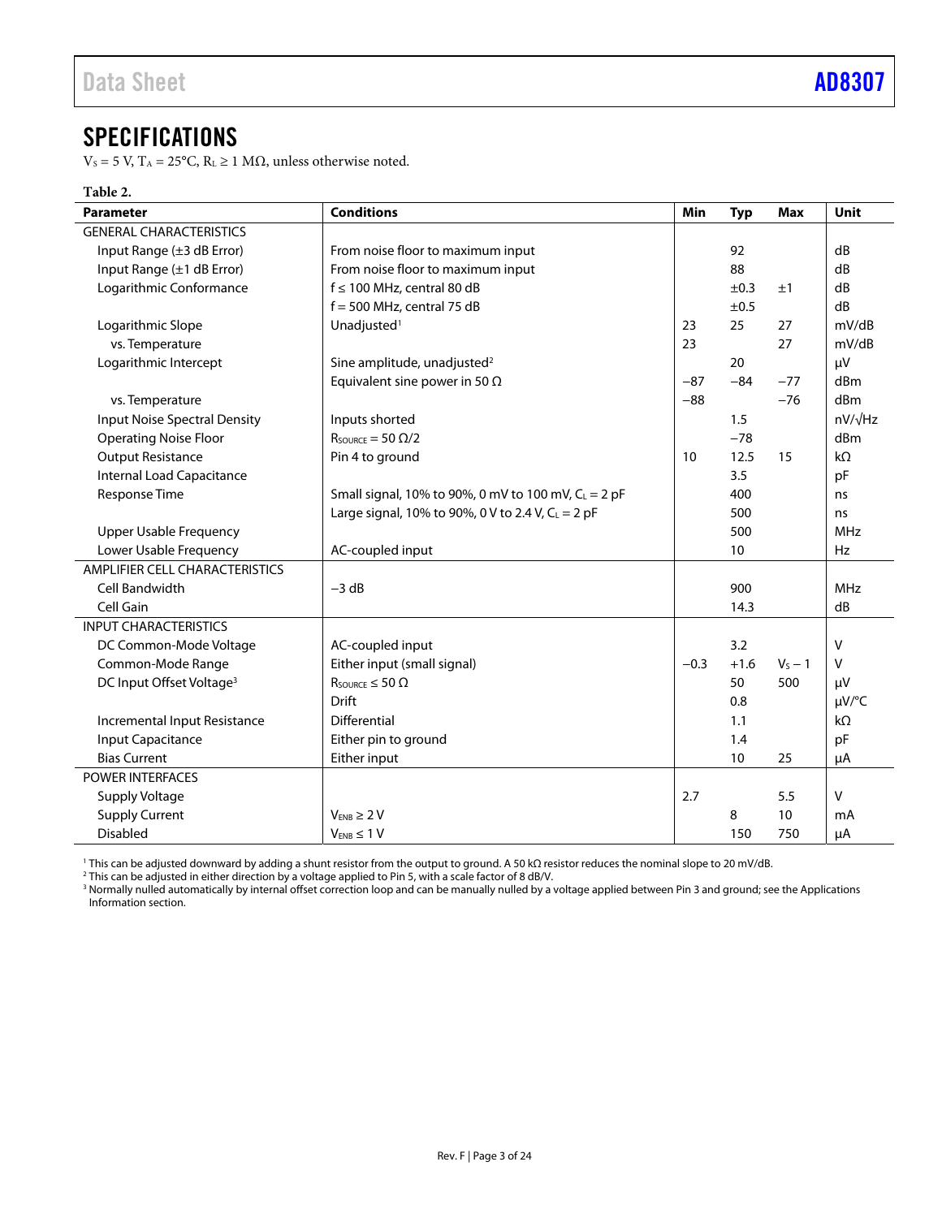## SPECIFICATIONS

$V_S$ = 5 V, $T_A$ = 25°C, $R_L$ ≥ 1 MΩ, unless otherwise noted.

**Table 2.**

| Parameter | Conditions | Min | Typ | Max | Unit |
|---|---|---|---|---|---|
| GENERAL CHARACTERISTICS | | | | | |
| Input Range (±3 dB Error) | From noise floor to maximum input | | 92 | | dB |
| Input Range (±1 dB Error) | From noise floor to maximum input | | 88 | | dB |
| Logarithmic Conformance | f ≤ 100 MHz, central 80 dB | | ±0.3 | ±1 | dB |
| | f = 500 MHz, central 75 dB | | ±0.5 | | dB |
| Logarithmic Slope | Unadjusted[1] | 23 | 25 | 27 | mV/dB |
| vs. Temperature | | 23 | | 27 | mV/dB |
| Logarithmic Intercept | Sine amplitude, unadjusted[2] | | 20 | | µV |
| | Equivalent sine power in 50 Ω | −87 | −84 | −77 | dBm |
| vs. Temperature | | −88 | | −76 | dBm |
| Input Noise Spectral Density | Inputs shorted | | 1.5 | | nV/√Hz |
| Operating Noise Floor | $R_{SOURCE}$ = 50 Ω/2 | | −78 | | dBm |
| Output Resistance | Pin 4 to ground | 10 | 12.5 | 15 | kΩ |
| Internal Load Capacitance | | | 3.5 | | pF |
| Response Time | Small signal, 10% to 90%, 0 mV to 100 mV, $C_L$ = 2 pF | | 400 | | ns |
| | Large signal, 10% to 90%, 0 V to 2.4 V, $C_L$ = 2 pF | | 500 | | ns |
| Upper Usable Frequency | | | 500 | | MHz |
| Lower Usable Frequency | AC-coupled input | | 10 | | Hz |
| AMPLIFIER CELL CHARACTERISTICS | | | | | |
| Cell Bandwidth | −3 dB | | 900 | | MHz |
| Cell Gain | | | 14.3 | | dB |
| INPUT CHARACTERISTICS | | | | | |
| DC Common-Mode Voltage | AC-coupled input | | 3.2 | | V |
| Common-Mode Range | Either input (small signal) | −0.3 | +1.6 | $V_S$ − 1 | V |
| DC Input Offset Voltage[3] | $R_{SOURCE}$ ≤ 50 Ω | | 50 | 500 | µV |
| | Drift | | 0.8 | | µV/°C |
| Incremental Input Resistance | Differential | | 1.1 | | kΩ |
| Input Capacitance | Either pin to ground | | 1.4 | | pF |
| Bias Current | Either input | | 10 | 25 | µA |
| POWER INTERFACES | | | | | |
| Supply Voltage | | 2.7 | | 5.5 | V |
| Supply Current | $V_{ENB}$ ≥ 2 V | | 8 | 10 | mA |
| Disabled | $V_{ENB}$ ≤ 1 V | | 150 | 750 | µA |

[1] This can be adjusted downward by adding a shunt resistor from the output to ground. A 50 kΩ resistor reduces the nominal slope to 20 mV/dB.
[2] This can be adjusted in either direction by a voltage applied to Pin 5, with a scale factor of 8 dB/V.
[3] Normally nulled automatically by internal offset correction loop and can be manually nulled by a voltage applied between Pin 3 and ground; see the Applications Information section.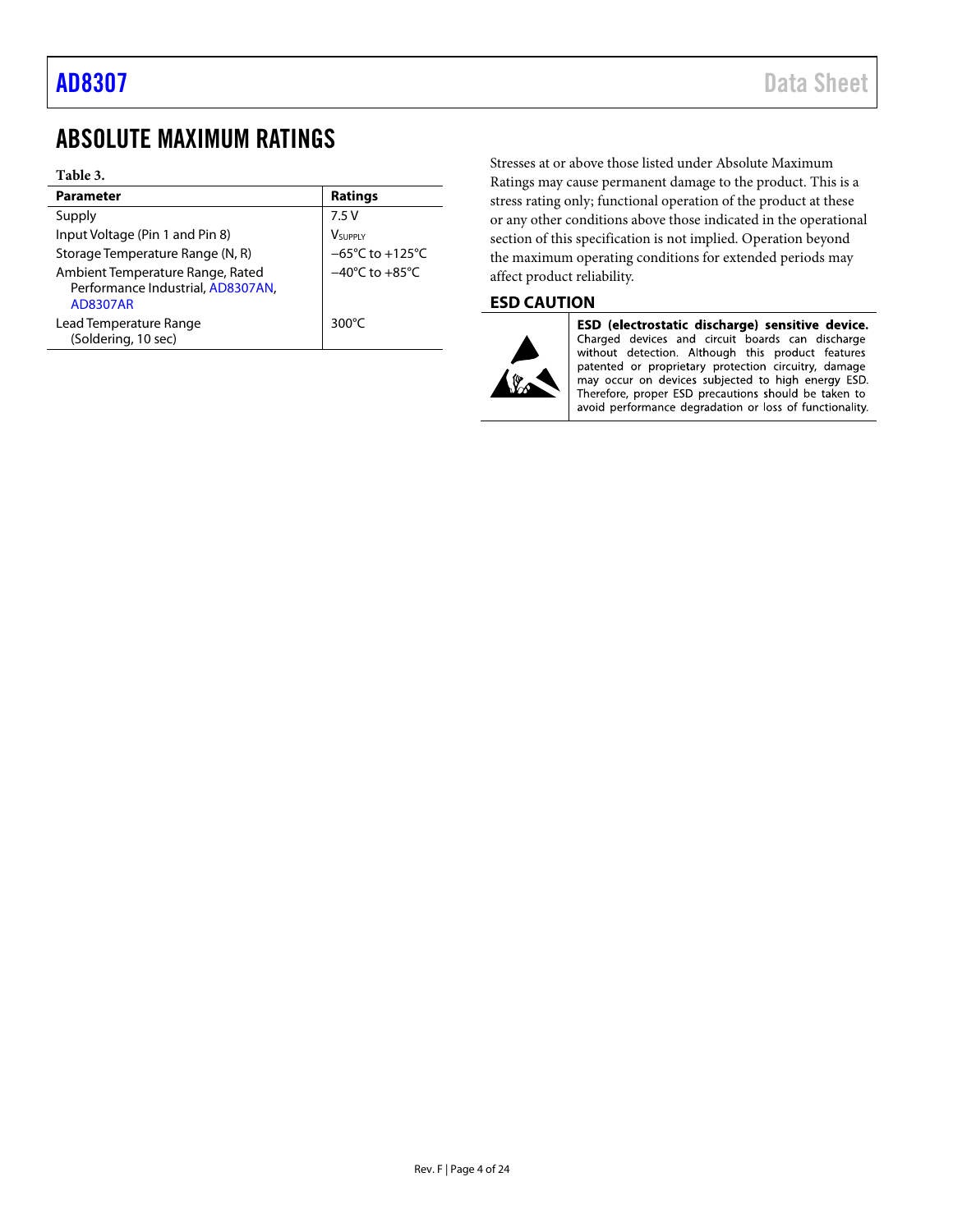# ABSOLUTE MAXIMUM RATINGS

**Table 3.**

| Parameter | Ratings |
| --- | --- |
| Supply | 7.5 V |
| Input Voltage (Pin 1 and Pin 8) | $V_{SUPPLY}$ |
| Storage Temperature Range (N, R) | −65°C to +125°C |
| Ambient Temperature Range, Rated Performance Industrial, AD8307AN, AD8307AR | −40°C to +85°C |
| Lead Temperature Range (Soldering, 10 sec) | 300°C |

Stresses at or above those listed under Absolute Maximum Ratings may cause permanent damage to the product. This is a stress rating only; functional operation of the product at these or any other conditions above those indicated in the operational section of this specification is not implied. Operation beyond the maximum operating conditions for extended periods may affect product reliability.

## ESD CAUTION

**ESD (electrostatic discharge) sensitive device.** Charged devices and circuit boards can discharge without detection. Although this product features patented or proprietary protection circuitry, damage may occur on devices subjected to high energy ESD. Therefore, proper ESD precautions should be taken to avoid performance degradation or loss of functionality.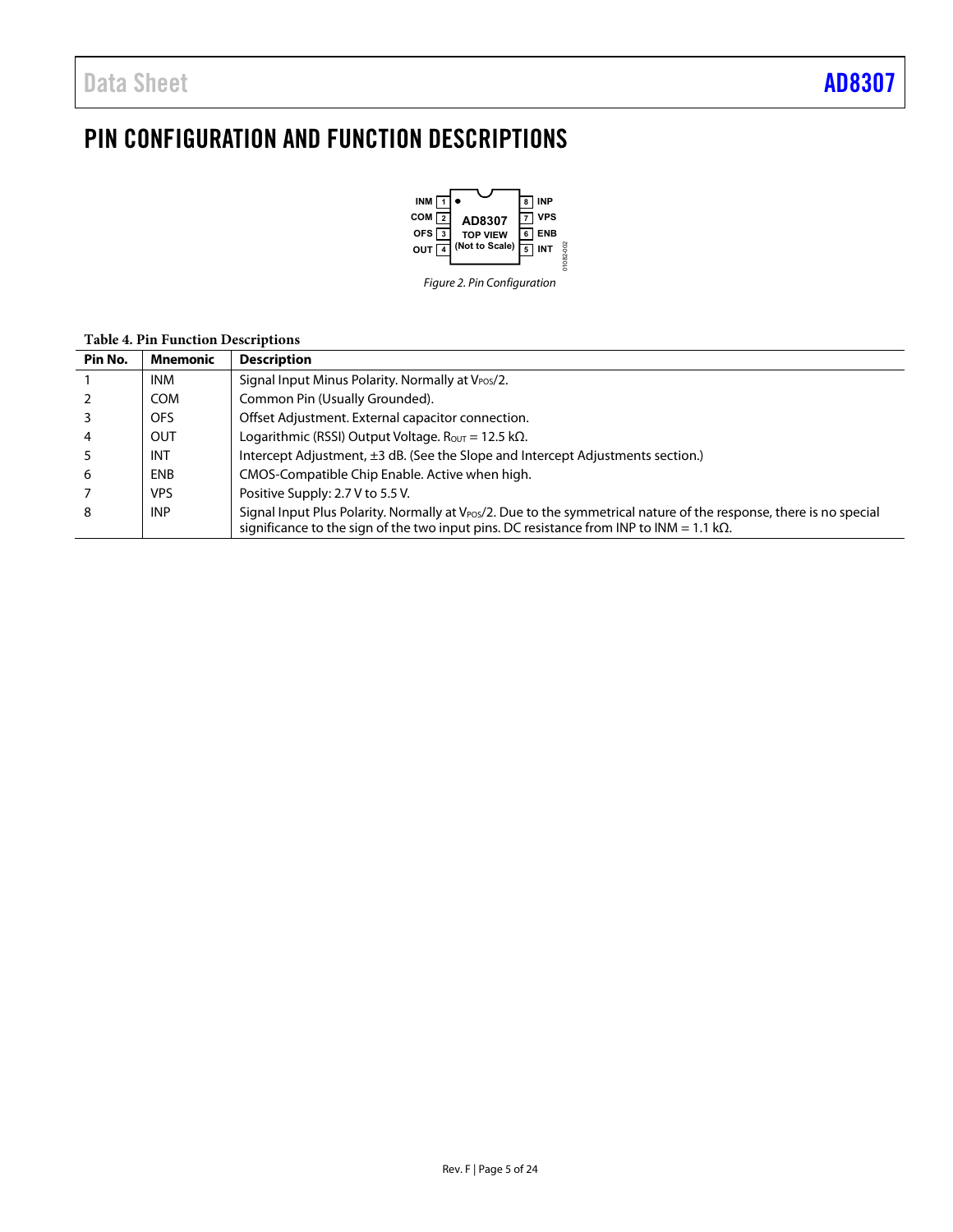# PIN CONFIGURATION AND FUNCTION DESCRIPTIONS

Figure 2. Pin Configuration

**Table 4. Pin Function Descriptions**

| Pin No. | Mnemonic | Description |
|---|---|---|
| 1 | INM | Signal Input Minus Polarity. Normally at $V_{POS}/2$. |
| 2 | COM | Common Pin (Usually Grounded). |
| 3 | OFS | Offset Adjustment. External capacitor connection. |
| 4 | OUT | Logarithmic (RSSI) Output Voltage. $R_{OUT}$ = 12.5 kΩ. |
| 5 | INT | Intercept Adjustment, ±3 dB. (See the Slope and Intercept Adjustments section.) |
| 6 | ENB | CMOS-Compatible Chip Enable. Active when high. |
| 7 | VPS | Positive Supply: 2.7 V to 5.5 V. |
| 8 | INP | Signal Input Plus Polarity. Normally at $V_{POS}/2$. Due to the symmetrical nature of the response, there is no special significance to the sign of the two input pins. DC resistance from INP to INM = 1.1 kΩ. |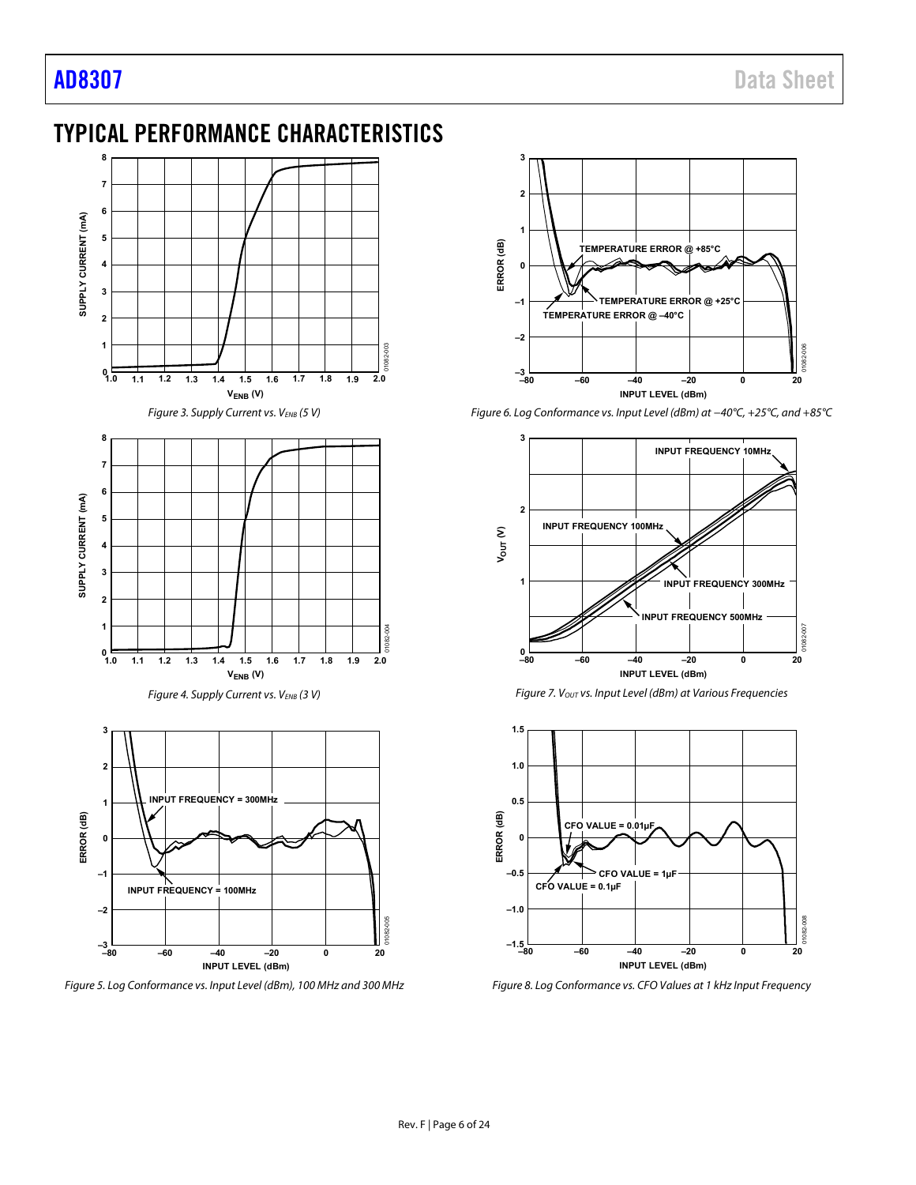## TYPICAL PERFORMANCE CHARACTERISTICS

*Figure 3. Supply Current vs. $V_{ENB}$ (5 V)*

*Figure 4. Supply Current vs. $V_{ENB}$ (3 V)*

*Figure 5. Log Conformance vs. Input Level (dBm), 100 MHz and 300 MHz*

*Figure 6. Log Conformance vs. Input Level (dBm) at −40°C, +25°C, and +85°C*

*Figure 7. $V_{OUT}$ vs. Input Level (dBm) at Various Frequencies*

*Figure 8. Log Conformance vs. CFO Values at 1 kHz Input Frequency*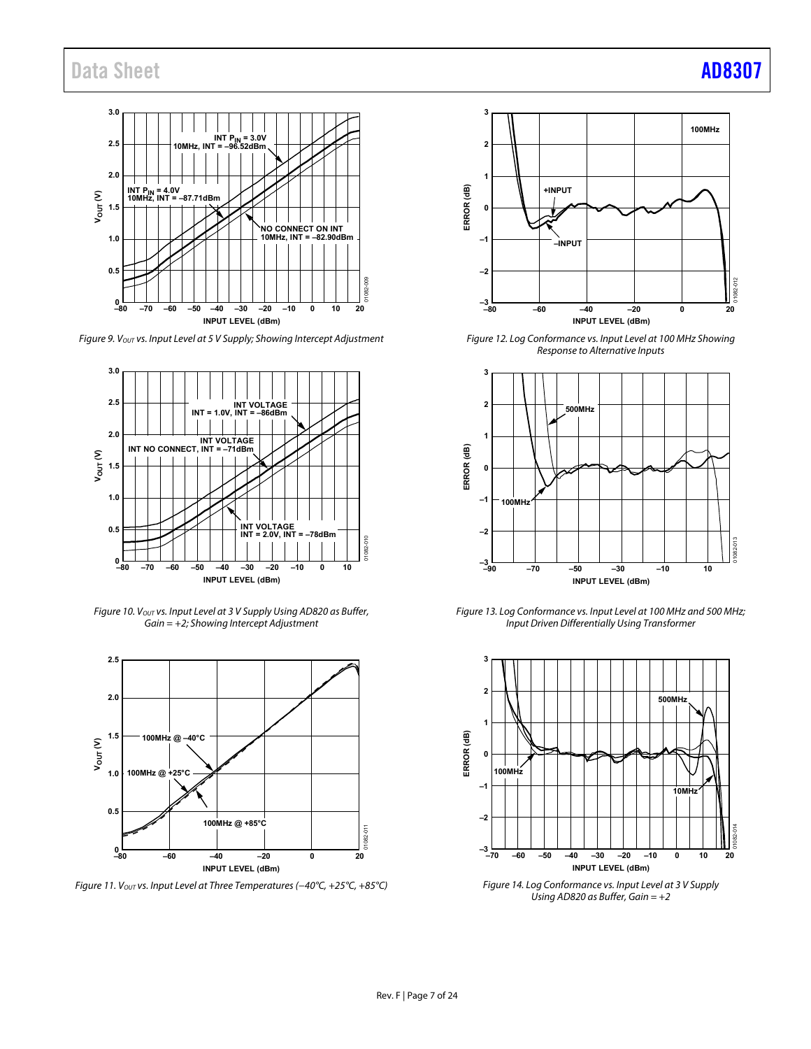Figure 9. $V_{OUT}$ vs. Input Level at 5 V Supply; Showing Intercept Adjustment

Figure 10. $V_{OUT}$ vs. Input Level at 3 V Supply Using AD820 as Buffer, Gain = +2; Showing Intercept Adjustment

Figure 11. $V_{OUT}$ vs. Input Level at Three Temperatures (−40°C, +25°C, +85°C)

Figure 12. Log Conformance vs. Input Level at 100 MHz Showing Response to Alternative Inputs

Figure 13. Log Conformance vs. Input Level at 100 MHz and 500 MHz; Input Driven Differentially Using Transformer

Figure 14. Log Conformance vs. Input Level at 3 V Supply Using AD820 as Buffer, Gain = +2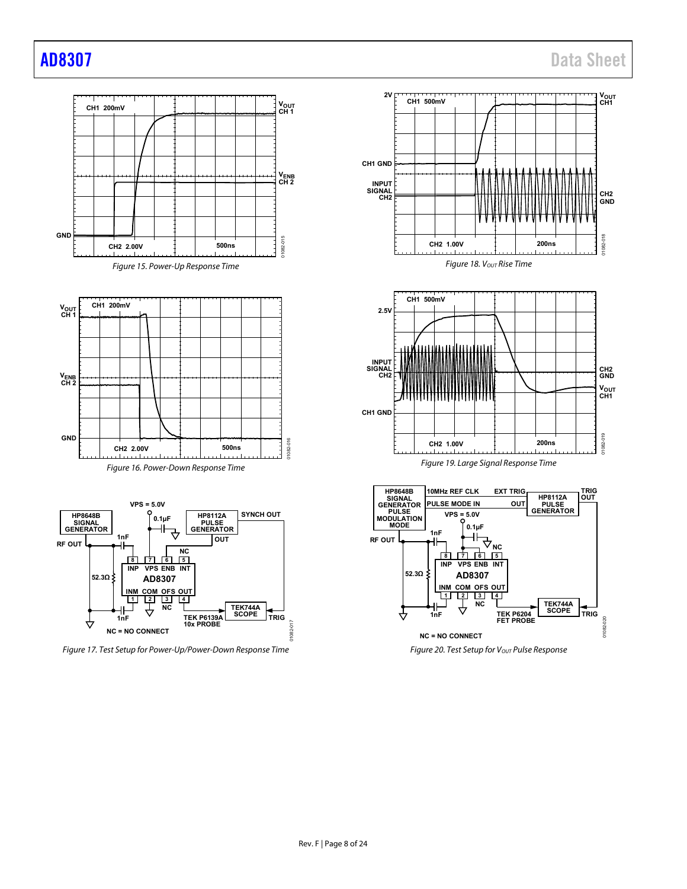Figure 15. Power-Up Response Time

Figure 16. Power-Down Response Time

Figure 17. Test Setup for Power-Up/Power-Down Response Time

Figure 18. $V_{OUT}$ Rise Time

Figure 19. Large Signal Response Time

Figure 20. Test Setup for $V_{OUT}$ Pulse Response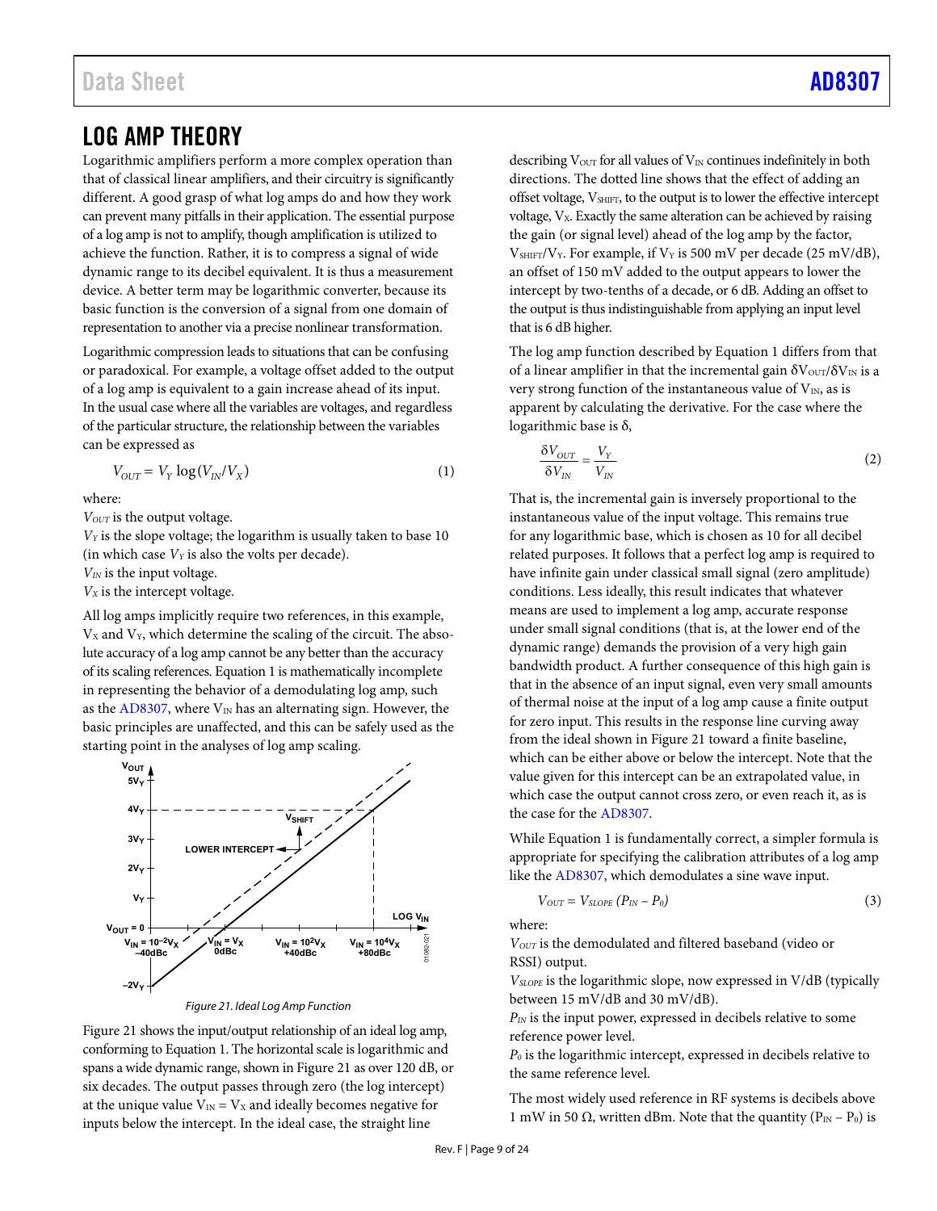# LOG AMP THEORY

Logarithmic amplifiers perform a more complex operation than that of classical linear amplifiers, and their circuitry is significantly different. A good grasp of what log amps do and how they work can prevent many pitfalls in their application. The essential purpose of a log amp is not to amplify, though amplification is utilized to achieve the function. Rather, it is to compress a signal of wide dynamic range to its decibel equivalent. It is thus a measurement device. A better term may be logarithmic converter, because its basic function is the conversion of a signal from one domain of representation to another via a precise nonlinear transformation.

Logarithmic compression leads to situations that can be confusing or paradoxical. For example, a voltage offset added to the output of a log amp is equivalent to a gain increase ahead of its input. In the usual case where all the variables are voltages, and regardless of the particular structure, the relationship between the variables can be expressed as

$$V_{OUT} = V_Y \log(V_{IN}/V_X) \tag{1}$$

where:
$V_{OUT}$ is the output voltage.
$V_Y$ is the slope voltage; the logarithm is usually taken to base 10 (in which case $V_Y$ is also the volts per decade).
$V_{IN}$ is the input voltage.
$V_X$ is the intercept voltage.

All log amps implicitly require two references, in this example, $V_X$ and $V_Y$, which determine the scaling of the circuit. The absolute accuracy of a log amp cannot be any better than the accuracy of its scaling references. Equation 1 is mathematically incomplete in representing the behavior of a demodulating log amp, such as the AD8307, where $V_{IN}$ has an alternating sign. However, the basic principles are unaffected, and this can be safely used as the starting point in the analyses of log amp scaling.

*Figure 21. Ideal Log Amp Function*

Figure 21 shows the input/output relationship of an ideal log amp, conforming to Equation 1. The horizontal scale is logarithmic and spans a wide dynamic range, shown in Figure 21 as over 120 dB, or six decades. The output passes through zero (the log intercept) at the unique value $V_{IN} = V_X$ and ideally becomes negative for inputs below the intercept. In the ideal case, the straight line describing $V_{OUT}$ for all values of $V_{IN}$ continues indefinitely in both directions. The dotted line shows that the effect of adding an offset voltage, $V_{SHIFT}$, to the output is to lower the effective intercept voltage, $V_X$. Exactly the same alteration can be achieved by raising the gain (or signal level) ahead of the log amp by the factor, $V_{SHIFT}/V_Y$. For example, if $V_Y$ is 500 mV per decade (25 mV/dB), an offset of 150 mV added to the output appears to lower the intercept by two-tenths of a decade, or 6 dB. Adding an offset to the output is thus indistinguishable from applying an input level that is 6 dB higher.

The log amp function described by Equation 1 differs from that of a linear amplifier in that the incremental gain $\delta V_{OUT}/\delta V_{IN}$ is a very strong function of the instantaneous value of $V_{IN}$, as is apparent by calculating the derivative. For the case where the logarithmic base is δ,

$$\frac{\delta V_{OUT}}{\delta V_{IN}} = \frac{V_Y}{V_{IN}} \tag{2}$$

That is, the incremental gain is inversely proportional to the instantaneous value of the input voltage. This remains true for any logarithmic base, which is chosen as 10 for all decibel related purposes. It follows that a perfect log amp is required to have infinite gain under classical small signal (zero amplitude) conditions. Less ideally, this result indicates that whatever means are used to implement a log amp, accurate response under small signal conditions (that is, at the lower end of the dynamic range) demands the provision of a very high gain bandwidth product. A further consequence of this high gain is that in the absence of an input signal, even very small amounts of thermal noise at the input of a log amp cause a finite output for zero input. This results in the response line curving away from the ideal shown in Figure 21 toward a finite baseline, which can be either above or below the intercept. Note that the value given for this intercept can be an extrapolated value, in which case the output cannot cross zero, or even reach it, as is the case for the AD8307.

While Equation 1 is fundamentally correct, a simpler formula is appropriate for specifying the calibration attributes of a log amp like the AD8307, which demodulates a sine wave input.

$$V_{OUT} = V_{SLOPE}(P_{IN} - P_0) \tag{3}$$

where:
$V_{OUT}$ is the demodulated and filtered baseband (video or RSSI) output.
$V_{SLOPE}$ is the logarithmic slope, now expressed in V/dB (typically between 15 mV/dB and 30 mV/dB).
$P_{IN}$ is the input power, expressed in decibels relative to some reference power level.
$P_0$ is the logarithmic intercept, expressed in decibels relative to the same reference level.

The most widely used reference in RF systems is decibels above 1 mW in 50 Ω, written dBm. Note that the quantity ($P_{IN} - P_0$) is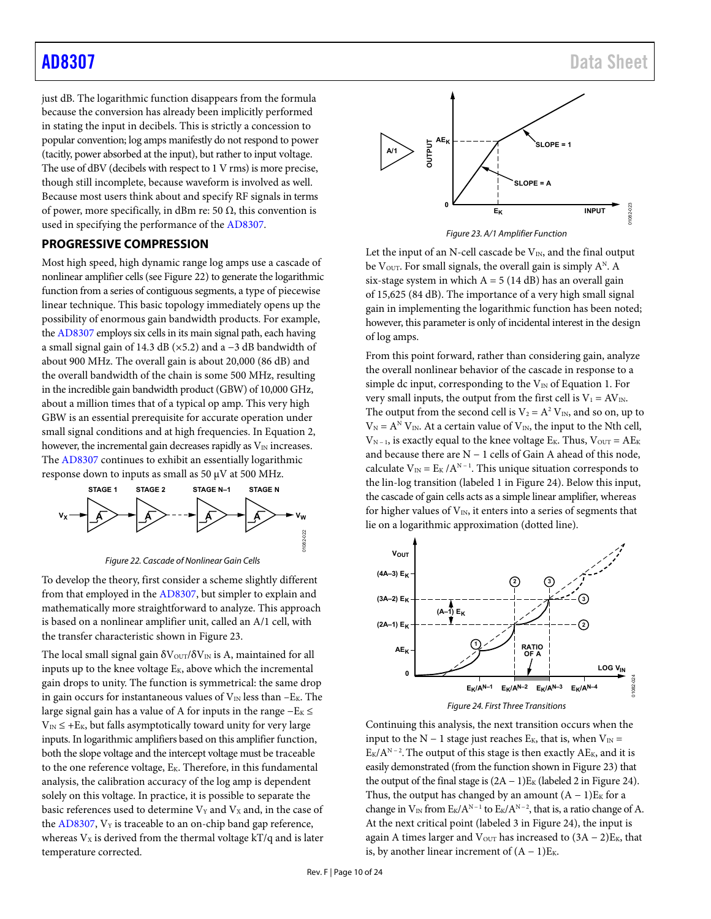just dB. The logarithmic function disappears from the formula because the conversion has already been implicitly performed in stating the input in decibels. This is strictly a concession to popular convention; log amps manifestly do not respond to power (tacitly, power absorbed at the input), but rather to input voltage. The use of dBV (decibels with respect to 1 V rms) is more precise, though still incomplete, because waveform is involved as well. Because most users think about and specify RF signals in terms of power, more specifically, in dBm re: 50 Ω, this convention is used in specifying the performance of the AD8307.

## PROGRESSIVE COMPRESSION

Most high speed, high dynamic range log amps use a cascade of nonlinear amplifier cells (see Figure 22) to generate the logarithmic function from a series of contiguous segments, a type of piecewise linear technique. This basic topology immediately opens up the possibility of enormous gain bandwidth products. For example, the AD8307 employs six cells in its main signal path, each having a small signal gain of 14.3 dB (×5.2) and a −3 dB bandwidth of about 900 MHz. The overall gain is about 20,000 (86 dB) and the overall bandwidth of the chain is some 500 MHz, resulting in the incredible gain bandwidth product (GBW) of 10,000 GHz, about a million times that of a typical op amp. This very high GBW is an essential prerequisite for accurate operation under small signal conditions and at high frequencies. In Equation 2, however, the incremental gain decreases rapidly as $V_{IN}$ increases. The AD8307 continues to exhibit an essentially logarithmic response down to inputs as small as 50 μV at 500 MHz.

*Figure 22. Cascade of Nonlinear Gain Cells*

To develop the theory, first consider a scheme slightly different from that employed in the AD8307, but simpler to explain and mathematically more straightforward to analyze. This approach is based on a nonlinear amplifier unit, called an A/1 cell, with the transfer characteristic shown in Figure 23.

The local small signal gain $\delta V_{OUT}/\delta V_{IN}$ is A, maintained for all inputs up to the knee voltage $E_K$, above which the incremental gain drops to unity. The function is symmetrical: the same drop in gain occurs for instantaneous values of $V_{IN}$ less than $-E_K$. The large signal gain has a value of A for inputs in the range $-E_K \leq V_{IN} \leq +E_K$, but falls asymptotically toward unity for very large inputs. In logarithmic amplifiers based on this amplifier function, both the slope voltage and the intercept voltage must be traceable to the one reference voltage, $E_K$. Therefore, in this fundamental analysis, the calibration accuracy of the log amp is dependent solely on this voltage. In practice, it is possible to separate the basic references used to determine $V_Y$ and $V_X$ and, in the case of the AD8307, $V_Y$ is traceable to an on-chip band gap reference, whereas $V_X$ is derived from the thermal voltage kT/q and is later temperature corrected.

*Figure 23. A/1 Amplifier Function*

Let the input of an N-cell cascade be $V_{IN}$, and the final output be $V_{OUT}$. For small signals, the overall gain is simply $A^N$. A six-stage system in which A = 5 (14 dB) has an overall gain of 15,625 (84 dB). The importance of a very high small signal gain in implementing the logarithmic function has been noted; however, this parameter is only of incidental interest in the design of log amps.

From this point forward, rather than considering gain, analyze the overall nonlinear behavior of the cascade in response to a simple dc input, corresponding to the $V_{IN}$ of Equation 1. For very small inputs, the output from the first cell is $V_1 = AV_{IN}$. The output from the second cell is $V_2 = A^2 V_{IN}$, and so on, up to $V_N = A^N V_{IN}$. At a certain value of $V_{IN}$, the input to the Nth cell, $V_{N-1}$, is exactly equal to the knee voltage $E_K$. Thus, $V_{OUT} = AE_K$ and because there are N − 1 cells of Gain A ahead of this node, calculate $V_{IN} = E_K/A^{N-1}$. This unique situation corresponds to the lin-log transition (labeled 1 in Figure 24). Below this input, the cascade of gain cells acts as a simple linear amplifier, whereas for higher values of $V_{IN}$, it enters into a series of segments that lie on a logarithmic approximation (dotted line).

*Figure 24. First Three Transitions*

Continuing this analysis, the next transition occurs when the input to the N − 1 stage just reaches $E_K$, that is, when $V_{IN} = E_K/A^{N-2}$. The output of this stage is then exactly $AE_K$, and it is easily demonstrated (from the function shown in Figure 23) that the output of the final stage is $(2A - 1)E_K$ (labeled 2 in Figure 24). Thus, the output has changed by an amount $(A - 1)E_K$ for a change in $V_{IN}$ from $E_K/A^{N-1}$ to $E_K/A^{N-2}$, that is, a ratio change of A. At the next critical point (labeled 3 in Figure 24), the input is again A times larger and $V_{OUT}$ has increased to $(3A - 2)E_K$, that is, by another linear increment of $(A - 1)E_K$.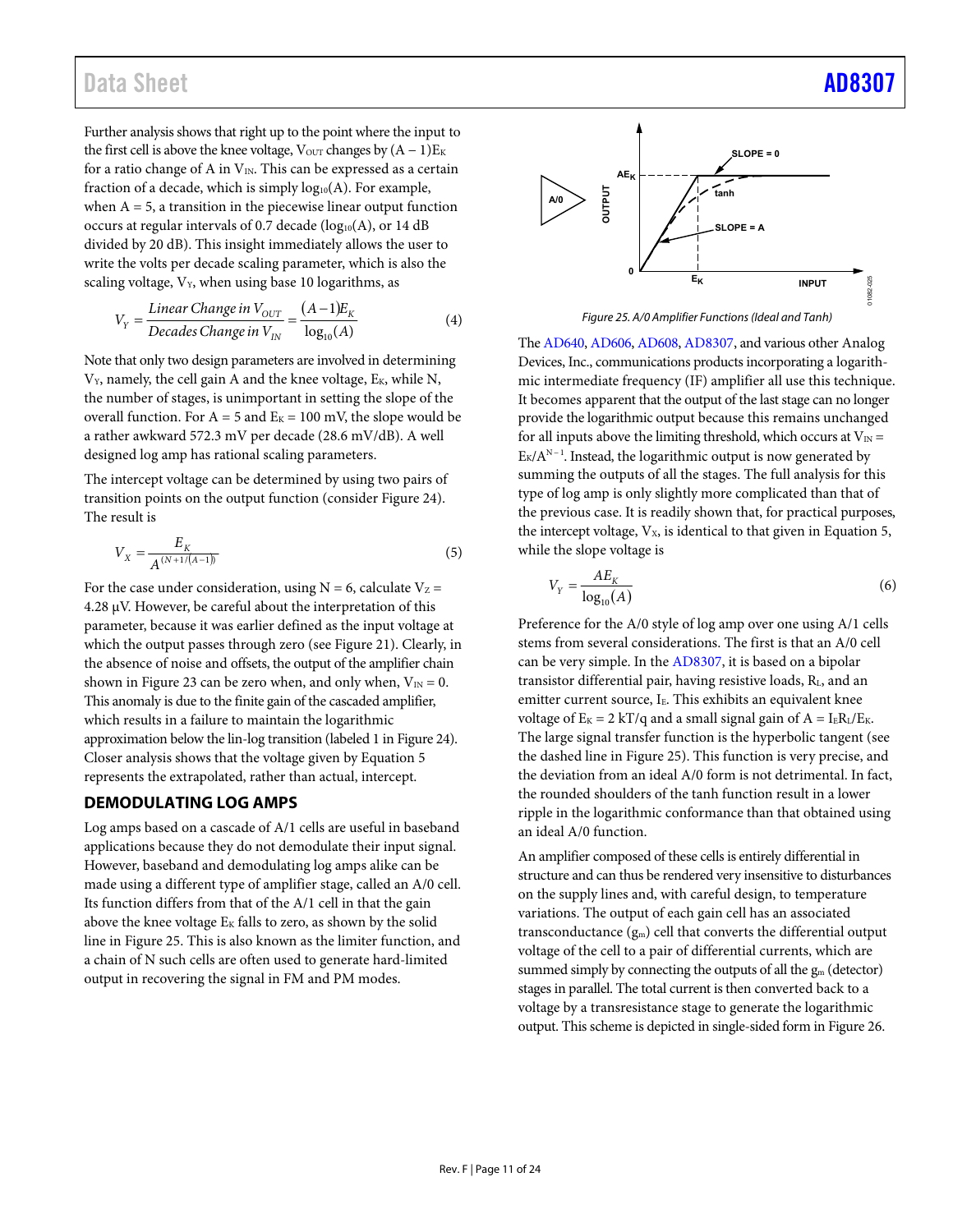Further analysis shows that right up to the point where the input to the first cell is above the knee voltage, $V_{OUT}$ changes by $(A - 1)E_K$ for a ratio change of A in $V_{IN}$. This can be expressed as a certain fraction of a decade, which is simply $\log_{10}(A)$. For example, when A = 5, a transition in the piecewise linear output function occurs at regular intervals of 0.7 decade ($\log_{10}(A)$, or 14 dB divided by 20 dB). This insight immediately allows the user to write the volts per decade scaling parameter, which is also the scaling voltage, $V_Y$, when using base 10 logarithms, as

$$V_Y = \frac{\text{Linear Change in } V_{OUT}}{\text{Decades Change in } V_{IN}} = \frac{(A-1)E_K}{\log_{10}(A)} \tag{4}$$

Note that only two design parameters are involved in determining $V_Y$, namely, the cell gain A and the knee voltage, $E_K$, while N, the number of stages, is unimportant in setting the slope of the overall function. For A = 5 and $E_K$ = 100 mV, the slope would be a rather awkward 572.3 mV per decade (28.6 mV/dB). A well designed log amp has rational scaling parameters.

The intercept voltage can be determined by using two pairs of transition points on the output function (consider Figure 24). The result is

$$V_X = \frac{E_K}{A^{(N+1/(A-1))}} \tag{5}$$

For the case under consideration, using N = 6, calculate $V_Z$ = 4.28 µV. However, be careful about the interpretation of this parameter, because it was earlier defined as the input voltage at which the output passes through zero (see Figure 21). Clearly, in the absence of noise and offsets, the output of the amplifier chain shown in Figure 23 can be zero when, and only when, $V_{IN}$ = 0. This anomaly is due to the finite gain of the cascaded amplifier, which results in a failure to maintain the logarithmic approximation below the lin-log transition (labeled 1 in Figure 24). Closer analysis shows that the voltage given by Equation 5 represents the extrapolated, rather than actual, intercept.

## DEMODULATING LOG AMPS

Log amps based on a cascade of A/1 cells are useful in baseband applications because they do not demodulate their input signal. However, baseband and demodulating log amps alike can be made using a different type of amplifier stage, called an A/0 cell. Its function differs from that of the A/1 cell in that the gain above the knee voltage $E_K$ falls to zero, as shown by the solid line in Figure 25. This is also known as the limiter function, and a chain of N such cells are often used to generate hard-limited output in recovering the signal in FM and PM modes.

*Figure 25. A/0 Amplifier Functions (Ideal and Tanh)*

The AD640, AD606, AD608, AD8307, and various other Analog Devices, Inc., communications products incorporating a logarithmic intermediate frequency (IF) amplifier all use this technique. It becomes apparent that the output of the last stage can no longer provide the logarithmic output because this remains unchanged for all inputs above the limiting threshold, which occurs at $V_{IN} = E_K/A^{N-1}$. Instead, the logarithmic output is now generated by summing the outputs of all the stages. The full analysis for this type of log amp is only slightly more complicated than that of the previous case. It is readily shown that, for practical purposes, the intercept voltage, $V_X$, is identical to that given in Equation 5, while the slope voltage is

$$V_Y = \frac{AE_K}{\log_{10}(A)} \tag{6}$$

Preference for the A/0 style of log amp over one using A/1 cells stems from several considerations. The first is that an A/0 cell can be very simple. In the AD8307, it is based on a bipolar transistor differential pair, having resistive loads, $R_L$, and an emitter current source, $I_E$. This exhibits an equivalent knee voltage of $E_K = 2\,kT/q$ and a small signal gain of $A = I_E R_L/E_K$. The large signal transfer function is the hyperbolic tangent (see the dashed line in Figure 25). This function is very precise, and the deviation from an ideal A/0 form is not detrimental. In fact, the rounded shoulders of the tanh function result in a lower ripple in the logarithmic conformance than that obtained using an ideal A/0 function.

An amplifier composed of these cells is entirely differential in structure and can thus be rendered very insensitive to disturbances on the supply lines and, with careful design, to temperature variations. The output of each gain cell has an associated transconductance ($g_m$) cell that converts the differential output voltage of the cell to a pair of differential currents, which are summed simply by connecting the outputs of all the $g_m$ (detector) stages in parallel. The total current is then converted back to a voltage by a transresistance stage to generate the logarithmic output. This scheme is depicted in single-sided form in Figure 26.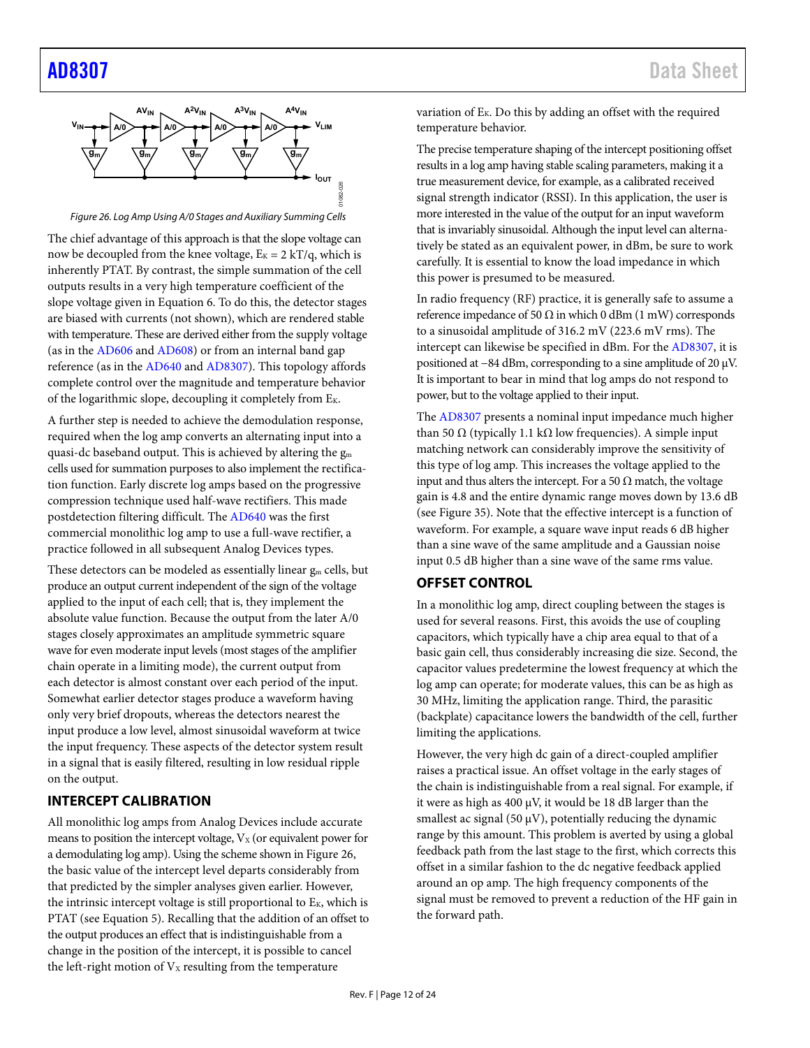Figure 26. Log Amp Using A/0 Stages and Auxiliary Summing Cells

The chief advantage of this approach is that the slope voltage can now be decoupled from the knee voltage, $E_K = 2\ kT/q$, which is inherently PTAT. By contrast, the simple summation of the cell outputs results in a very high temperature coefficient of the slope voltage given in Equation 6. To do this, the detector stages are biased with currents (not shown), which are rendered stable with temperature. These are derived either from the supply voltage (as in the AD606 and AD608) or from an internal band gap reference (as in the AD640 and AD8307). This topology affords complete control over the magnitude and temperature behavior of the logarithmic slope, decoupling it completely from $E_K$.

A further step is needed to achieve the demodulation response, required when the log amp converts an alternating input into a quasi-dc baseband output. This is achieved by altering the $g_m$ cells used for summation purposes to also implement the rectification function. Early discrete log amps based on the progressive compression technique used half-wave rectifiers. This made postdetection filtering difficult. The AD640 was the first commercial monolithic log amp to use a full-wave rectifier, a practice followed in all subsequent Analog Devices types.

These detectors can be modeled as essentially linear $g_m$ cells, but produce an output current independent of the sign of the voltage applied to the input of each cell; that is, they implement the absolute value function. Because the output from the later A/0 stages closely approximates an amplitude symmetric square wave for even moderate input levels (most stages of the amplifier chain operate in a limiting mode), the current output from each detector is almost constant over each period of the input. Somewhat earlier detector stages produce a waveform having only very brief dropouts, whereas the detectors nearest the input produce a low level, almost sinusoidal waveform at twice the input frequency. These aspects of the detector system result in a signal that is easily filtered, resulting in low residual ripple on the output.

## INTERCEPT CALIBRATION

All monolithic log amps from Analog Devices include accurate means to position the intercept voltage, $V_X$ (or equivalent power for a demodulating log amp). Using the scheme shown in Figure 26, the basic value of the intercept level departs considerably from that predicted by the simpler analyses given earlier. However, the intrinsic intercept voltage is still proportional to $E_K$, which is PTAT (see Equation 5). Recalling that the addition of an offset to the output produces an effect that is indistinguishable from a change in the position of the intercept, it is possible to cancel the left-right motion of $V_X$ resulting from the temperature variation of $E_K$. Do this by adding an offset with the required temperature behavior.

The precise temperature shaping of the intercept positioning offset results in a log amp having stable scaling parameters, making it a true measurement device, for example, as a calibrated received signal strength indicator (RSSI). In this application, the user is more interested in the value of the output for an input waveform that is invariably sinusoidal. Although the input level can alternatively be stated as an equivalent power, in dBm, be sure to work carefully. It is essential to know the load impedance in which this power is presumed to be measured.

In radio frequency (RF) practice, it is generally safe to assume a reference impedance of 50 Ω in which 0 dBm (1 mW) corresponds to a sinusoidal amplitude of 316.2 mV (223.6 mV rms). The intercept can likewise be specified in dBm. For the AD8307, it is positioned at −84 dBm, corresponding to a sine amplitude of 20 µV. It is important to bear in mind that log amps do not respond to power, but to the voltage applied to their input.

The AD8307 presents a nominal input impedance much higher than 50 Ω (typically 1.1 kΩ low frequencies). A simple input matching network can considerably improve the sensitivity of this type of log amp. This increases the voltage applied to the input and thus alters the intercept. For a 50 Ω match, the voltage gain is 4.8 and the entire dynamic range moves down by 13.6 dB (see Figure 35). Note that the effective intercept is a function of waveform. For example, a square wave input reads 6 dB higher than a sine wave of the same amplitude and a Gaussian noise input 0.5 dB higher than a sine wave of the same rms value.

## OFFSET CONTROL

In a monolithic log amp, direct coupling between the stages is used for several reasons. First, this avoids the use of coupling capacitors, which typically have a chip area equal to that of a basic gain cell, thus considerably increasing die size. Second, the capacitor values predetermine the lowest frequency at which the log amp can operate; for moderate values, this can be as high as 30 MHz, limiting the application range. Third, the parasitic (backplate) capacitance lowers the bandwidth of the cell, further limiting the applications.

However, the very high dc gain of a direct-coupled amplifier raises a practical issue. An offset voltage in the early stages of the chain is indistinguishable from a real signal. For example, if it were as high as 400 µV, it would be 18 dB larger than the smallest ac signal (50 µV), potentially reducing the dynamic range by this amount. This problem is averted by using a global feedback path from the last stage to the first, which corrects this offset in a similar fashion to the dc negative feedback applied around an op amp. The high frequency components of the signal must be removed to prevent a reduction of the HF gain in the forward path.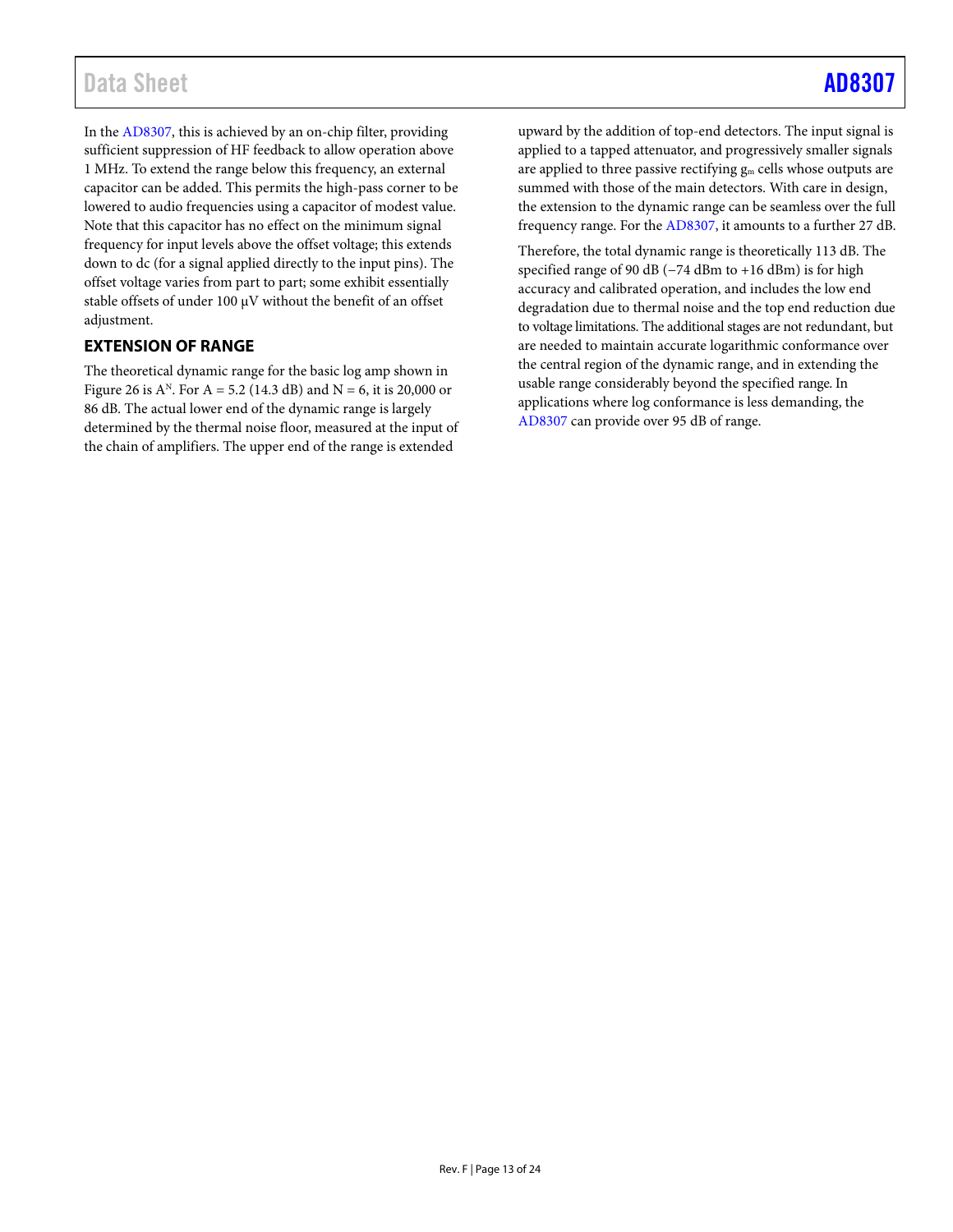In the AD8307, this is achieved by an on-chip filter, providing sufficient suppression of HF feedback to allow operation above 1 MHz. To extend the range below this frequency, an external capacitor can be added. This permits the high-pass corner to be lowered to audio frequencies using a capacitor of modest value. Note that this capacitor has no effect on the minimum signal frequency for input levels above the offset voltage; this extends down to dc (for a signal applied directly to the input pins). The offset voltage varies from part to part; some exhibit essentially stable offsets of under 100 μV without the benefit of an offset adjustment.

## EXTENSION OF RANGE

The theoretical dynamic range for the basic log amp shown in Figure 26 is $A^N$. For A = 5.2 (14.3 dB) and N = 6, it is 20,000 or 86 dB. The actual lower end of the dynamic range is largely determined by the thermal noise floor, measured at the input of the chain of amplifiers. The upper end of the range is extended upward by the addition of top-end detectors. The input signal is applied to a tapped attenuator, and progressively smaller signals are applied to three passive rectifying $g_m$ cells whose outputs are summed with those of the main detectors. With care in design, the extension to the dynamic range can be seamless over the full frequency range. For the AD8307, it amounts to a further 27 dB.

Therefore, the total dynamic range is theoretically 113 dB. The specified range of 90 dB (−74 dBm to +16 dBm) is for high accuracy and calibrated operation, and includes the low end degradation due to thermal noise and the top end reduction due to voltage limitations. The additional stages are not redundant, but are needed to maintain accurate logarithmic conformance over the central region of the dynamic range, and in extending the usable range considerably beyond the specified range. In applications where log conformance is less demanding, the AD8307 can provide over 95 dB of range.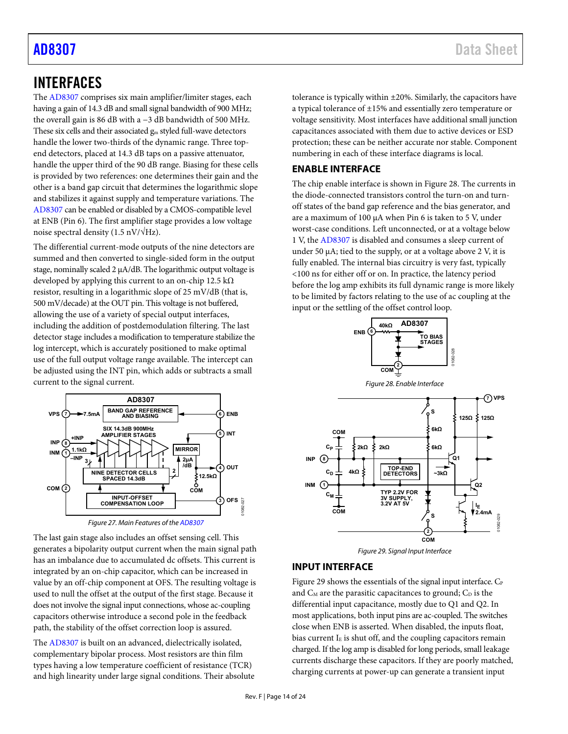## INTERFACES

The AD8307 comprises six main amplifier/limiter stages, each having a gain of 14.3 dB and small signal bandwidth of 900 MHz; the overall gain is 86 dB with a −3 dB bandwidth of 500 MHz. These six cells and their associated $g_m$ styled full-wave detectors handle the lower two-thirds of the dynamic range. Three top-end detectors, placed at 14.3 dB taps on a passive attenuator, handle the upper third of the 90 dB range. Biasing for these cells is provided by two references: one determines their gain and the other is a band gap circuit that determines the logarithmic slope and stabilizes it against supply and temperature variations. The AD8307 can be enabled or disabled by a CMOS-compatible level at ENB (Pin 6). The first amplifier stage provides a low voltage noise spectral density (1.5 nV/√Hz).

The differential current-mode outputs of the nine detectors are summed and then converted to single-sided form in the output stage, nominally scaled 2 µA/dB. The logarithmic output voltage is developed by applying this current to an on-chip 12.5 kΩ resistor, resulting in a logarithmic slope of 25 mV/dB (that is, 500 mV/decade) at the OUT pin. This voltage is not buffered, allowing the use of a variety of special output interfaces, including the addition of postdemodulation filtering. The last detector stage includes a modification to temperature stabilize the log intercept, which is accurately positioned to make optimal use of the full output voltage range available. The intercept can be adjusted using the INT pin, which adds or subtracts a small current to the signal current.

Figure 27. Main Features of the AD8307

The last gain stage also includes an offset sensing cell. This generates a bipolarity output current when the main signal path has an imbalance due to accumulated dc offsets. This current is integrated by an on-chip capacitor, which can be increased in value by an off-chip component at OFS. The resulting voltage is used to null the offset at the output of the first stage. Because it does not involve the signal input connections, whose ac-coupling capacitors otherwise introduce a second pole in the feedback path, the stability of the offset correction loop is assured.

The AD8307 is built on an advanced, dielectrically isolated, complementary bipolar process. Most resistors are thin film types having a low temperature coefficient of resistance (TCR) and high linearity under large signal conditions. Their absolute tolerance is typically within ±20%. Similarly, the capacitors have a typical tolerance of ±15% and essentially zero temperature or voltage sensitivity. Most interfaces have additional small junction capacitances associated with them due to active devices or ESD protection; these can be neither accurate nor stable. Component numbering in each of these interface diagrams is local.

### ENABLE INTERFACE

The chip enable interface is shown in Figure 28. The currents in the diode-connected transistors control the turn-on and turn-off states of the band gap reference and the bias generator, and are a maximum of 100 µA when Pin 6 is taken to 5 V, under worst-case conditions. Left unconnected, or at a voltage below 1 V, the AD8307 is disabled and consumes a sleep current of under 50 µA; tied to the supply, or at a voltage above 2 V, it is fully enabled. The internal bias circuitry is very fast, typically <100 ns for either off or on. In practice, the latency period before the log amp exhibits its full dynamic range is more likely to be limited by factors relating to the use of ac coupling at the input or the settling of the offset control loop.

Figure 28. Enable Interface

Figure 29. Signal Input Interface

### INPUT INTERFACE

Figure 29 shows the essentials of the signal input interface. $C_P$ and $C_M$ are the parasitic capacitances to ground; $C_D$ is the differential input capacitance, mostly due to Q1 and Q2. In most applications, both input pins are ac-coupled. The switches close when ENB is asserted. When disabled, the inputs float, bias current $I_E$ is shut off, and the coupling capacitors remain charged. If the log amp is disabled for long periods, small leakage currents discharge these capacitors. If they are poorly matched, charging currents at power-up can generate a transient input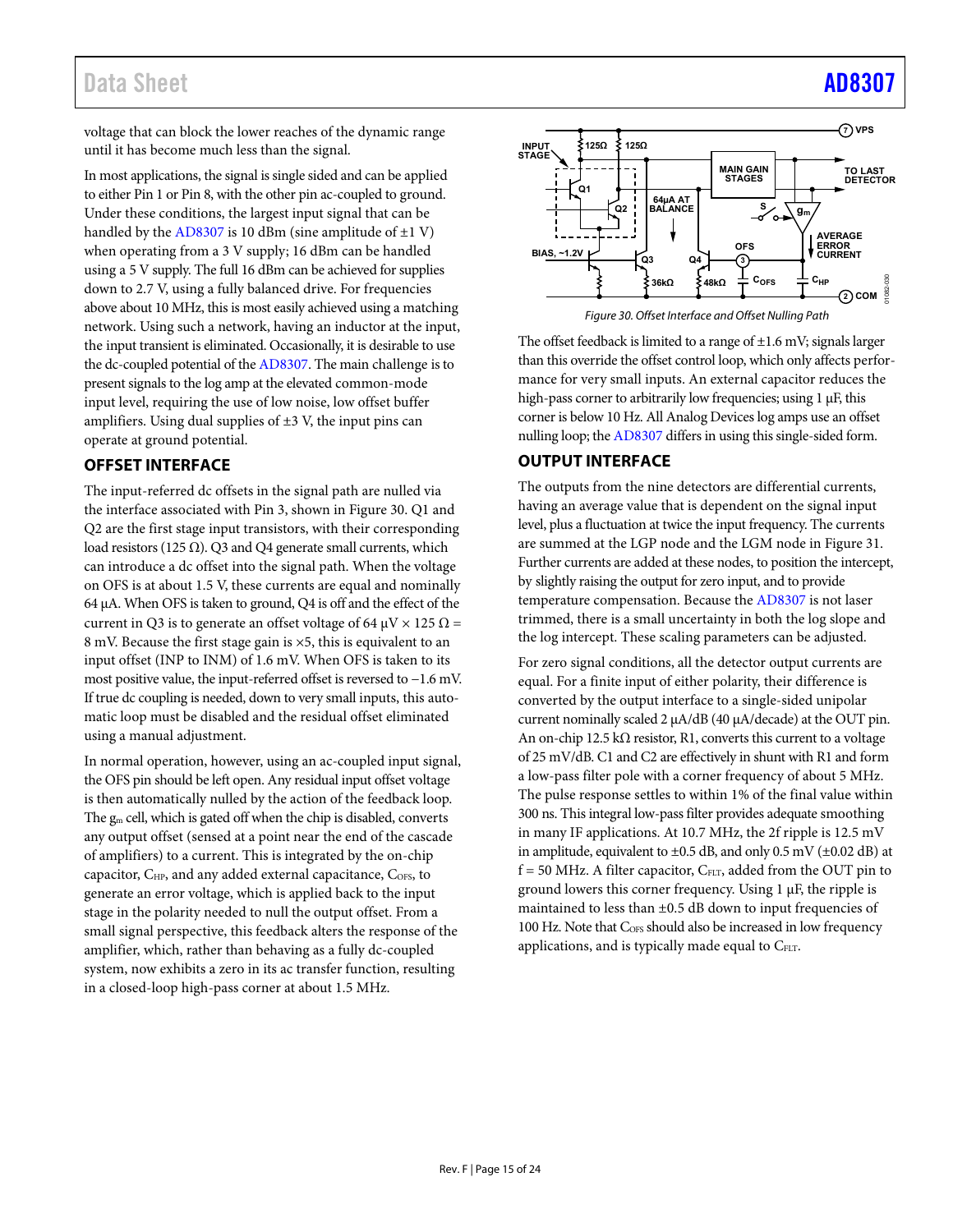voltage that can block the lower reaches of the dynamic range until it has become much less than the signal.

In most applications, the signal is single sided and can be applied to either Pin 1 or Pin 8, with the other pin ac-coupled to ground. Under these conditions, the largest input signal that can be handled by the AD8307 is 10 dBm (sine amplitude of ±1 V) when operating from a 3 V supply; 16 dBm can be handled using a 5 V supply. The full 16 dBm can be achieved for supplies down to 2.7 V, using a fully balanced drive. For frequencies above about 10 MHz, this is most easily achieved using a matching network. Using such a network, having an inductor at the input, the input transient is eliminated. Occasionally, it is desirable to use the dc-coupled potential of the AD8307. The main challenge is to present signals to the log amp at the elevated common-mode input level, requiring the use of low noise, low offset buffer amplifiers. Using dual supplies of ±3 V, the input pins can operate at ground potential.

## OFFSET INTERFACE

The input-referred dc offsets in the signal path are nulled via the interface associated with Pin 3, shown in Figure 30. Q1 and Q2 are the first stage input transistors, with their corresponding load resistors (125 Ω). Q3 and Q4 generate small currents, which can introduce a dc offset into the signal path. When the voltage on OFS is at about 1.5 V, these currents are equal and nominally 64 µA. When OFS is taken to ground, Q4 is off and the effect of the current in Q3 is to generate an offset voltage of 64 µV × 125 Ω = 8 mV. Because the first stage gain is ×5, this is equivalent to an input offset (INP to INM) of 1.6 mV. When OFS is taken to its most positive value, the input-referred offset is reversed to −1.6 mV. If true dc coupling is needed, down to very small inputs, this automatic loop must be disabled and the residual offset eliminated using a manual adjustment.

In normal operation, however, using an ac-coupled input signal, the OFS pin should be left open. Any residual input offset voltage is then automatically nulled by the action of the feedback loop. The $g_m$ cell, which is gated off when the chip is disabled, converts any output offset (sensed at a point near the end of the cascade of amplifiers) to a current. This is integrated by the on-chip capacitor, $C_{HP}$, and any added external capacitance, $C_{OFS}$, to generate an error voltage, which is applied back to the input stage in the polarity needed to null the output offset. From a small signal perspective, this feedback alters the response of the amplifier, which, rather than behaving as a fully dc-coupled system, now exhibits a zero in its ac transfer function, resulting in a closed-loop high-pass corner at about 1.5 MHz.

*Figure 30. Offset Interface and Offset Nulling Path*

The offset feedback is limited to a range of ±1.6 mV; signals larger than this override the offset control loop, which only affects performance for very small inputs. An external capacitor reduces the high-pass corner to arbitrarily low frequencies; using 1 µF, this corner is below 10 Hz. All Analog Devices log amps use an offset nulling loop; the AD8307 differs in using this single-sided form.

## OUTPUT INTERFACE

The outputs from the nine detectors are differential currents, having an average value that is dependent on the signal input level, plus a fluctuation at twice the input frequency. The currents are summed at the LGP node and the LGM node in Figure 31. Further currents are added at these nodes, to position the intercept, by slightly raising the output for zero input, and to provide temperature compensation. Because the AD8307 is not laser trimmed, there is a small uncertainty in both the log slope and the log intercept. These scaling parameters can be adjusted.

For zero signal conditions, all the detector output currents are equal. For a finite input of either polarity, their difference is converted by the output interface to a single-sided unipolar current nominally scaled 2 µA/dB (40 µA/decade) at the OUT pin. An on-chip 12.5 kΩ resistor, R1, converts this current to a voltage of 25 mV/dB. C1 and C2 are effectively in shunt with R1 and form a low-pass filter pole with a corner frequency of about 5 MHz. The pulse response settles to within 1% of the final value within 300 ns. This integral low-pass filter provides adequate smoothing in many IF applications. At 10.7 MHz, the 2f ripple is 12.5 mV in amplitude, equivalent to ±0.5 dB, and only 0.5 mV (±0.02 dB) at f = 50 MHz. A filter capacitor, $C_{FLT}$, added from the OUT pin to ground lowers this corner frequency. Using 1 µF, the ripple is maintained to less than ±0.5 dB down to input frequencies of 100 Hz. Note that $C_{OFS}$ should also be increased in low frequency applications, and is typically made equal to $C_{FLT}$.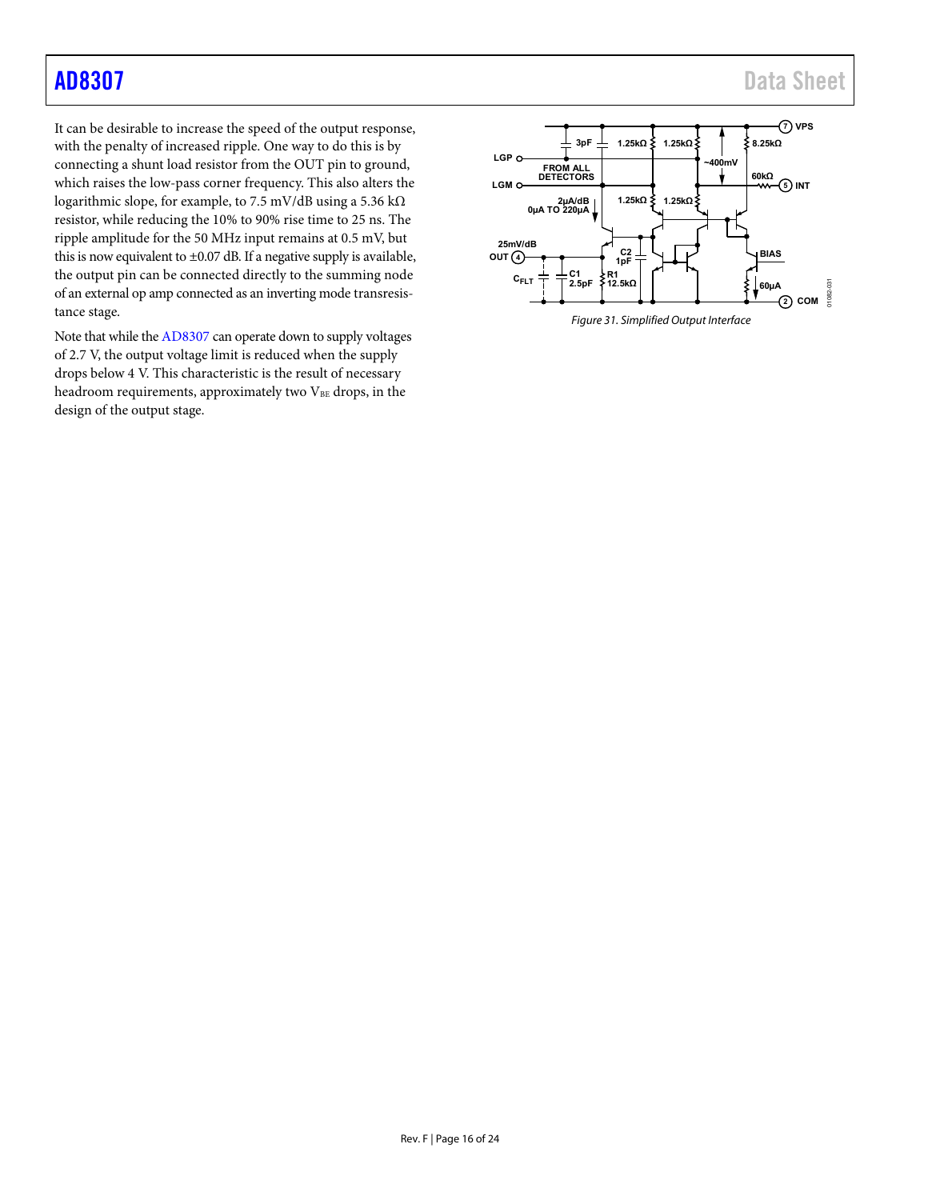It can be desirable to increase the speed of the output response, with the penalty of increased ripple. One way to do this is by connecting a shunt load resistor from the OUT pin to ground, which raises the low-pass corner frequency. This also alters the logarithmic slope, for example, to 7.5 mV/dB using a 5.36 kΩ resistor, while reducing the 10% to 90% rise time to 25 ns. The ripple amplitude for the 50 MHz input remains at 0.5 mV, but this is now equivalent to ±0.07 dB. If a negative supply is available, the output pin can be connected directly to the summing node of an external op amp connected as an inverting mode transresistance stage.

Note that while the AD8307 can operate down to supply voltages of 2.7 V, the output voltage limit is reduced when the supply drops below 4 V. This characteristic is the result of necessary headroom requirements, approximately two $V_{BE}$ drops, in the design of the output stage.

*Figure 31. Simplified Output Interface*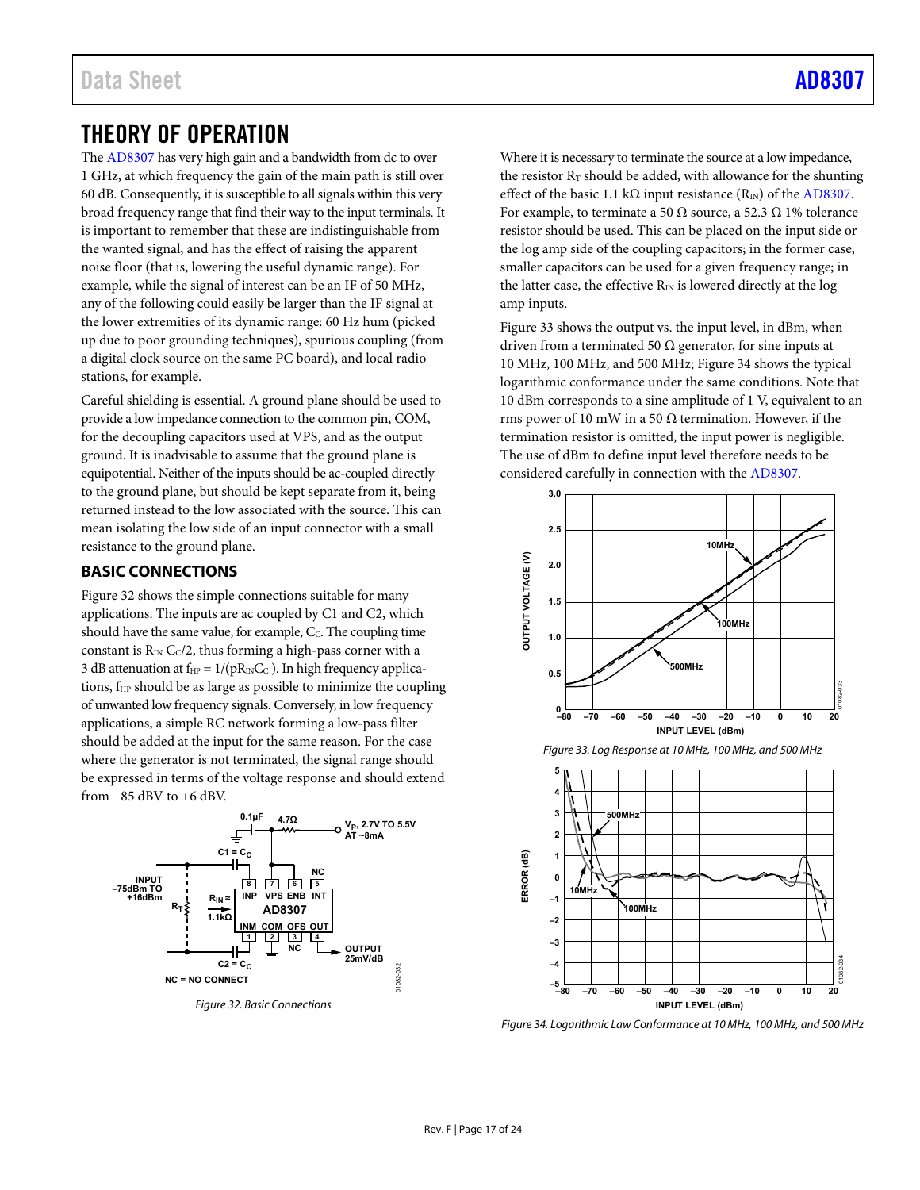# THEORY OF OPERATION

The AD8307 has very high gain and a bandwidth from dc to over 1 GHz, at which frequency the gain of the main path is still over 60 dB. Consequently, it is susceptible to all signals within this very broad frequency range that find their way to the input terminals. It is important to remember that these are indistinguishable from the wanted signal, and has the effect of raising the apparent noise floor (that is, lowering the useful dynamic range). For example, while the signal of interest can be an IF of 50 MHz, any of the following could easily be larger than the IF signal at the lower extremities of its dynamic range: 60 Hz hum (picked up due to poor grounding techniques), spurious coupling (from a digital clock source on the same PC board), and local radio stations, for example.

Careful shielding is essential. A ground plane should be used to provide a low impedance connection to the common pin, COM, for the decoupling capacitors used at VPS, and as the output ground. It is inadvisable to assume that the ground plane is equipotential. Neither of the inputs should be ac-coupled directly to the ground plane, but should be kept separate from it, being returned instead to the low associated with the source. This can mean isolating the low side of an input connector with a small resistance to the ground plane.

## BASIC CONNECTIONS

Figure 32 shows the simple connections suitable for many applications. The inputs are ac coupled by C1 and C2, which should have the same value, for example, $C_C$. The coupling time constant is $R_{IN}$ $C_C/2$, thus forming a high-pass corner with a 3 dB attenuation at $f_{HP} = 1/(pR_{IN}C_C)$. In high frequency applications, $f_{HP}$ should be as large as possible to minimize the coupling of unwanted low frequency signals. Conversely, in low frequency applications, a simple RC network forming a low-pass filter should be added at the input for the same reason. For the case where the generator is not terminated, the signal range should be expressed in terms of the voltage response and should extend from −85 dBV to +6 dBV.

Figure 32. Basic Connections

Where it is necessary to terminate the source at a low impedance, the resistor $R_T$ should be added, with allowance for the shunting effect of the basic 1.1 kΩ input resistance ($R_{IN}$) of the AD8307. For example, to terminate a 50 Ω source, a 52.3 Ω 1% tolerance resistor should be used. This can be placed on the input side or the log amp side of the coupling capacitors; in the former case, smaller capacitors can be used for a given frequency range; in the latter case, the effective $R_{IN}$ is lowered directly at the log amp inputs.

Figure 33 shows the output vs. the input level, in dBm, when driven from a terminated 50 Ω generator, for sine inputs at 10 MHz, 100 MHz, and 500 MHz; Figure 34 shows the typical logarithmic conformance under the same conditions. Note that 10 dBm corresponds to a sine amplitude of 1 V, equivalent to an rms power of 10 mW in a 50 Ω termination. However, if the termination resistor is omitted, the input power is negligible. The use of dBm to define input level therefore needs to be considered carefully in connection with the AD8307.

Figure 33. Log Response at 10 MHz, 100 MHz, and 500 MHz

Figure 34. Logarithmic Law Conformance at 10 MHz, 100 MHz, and 500 MHz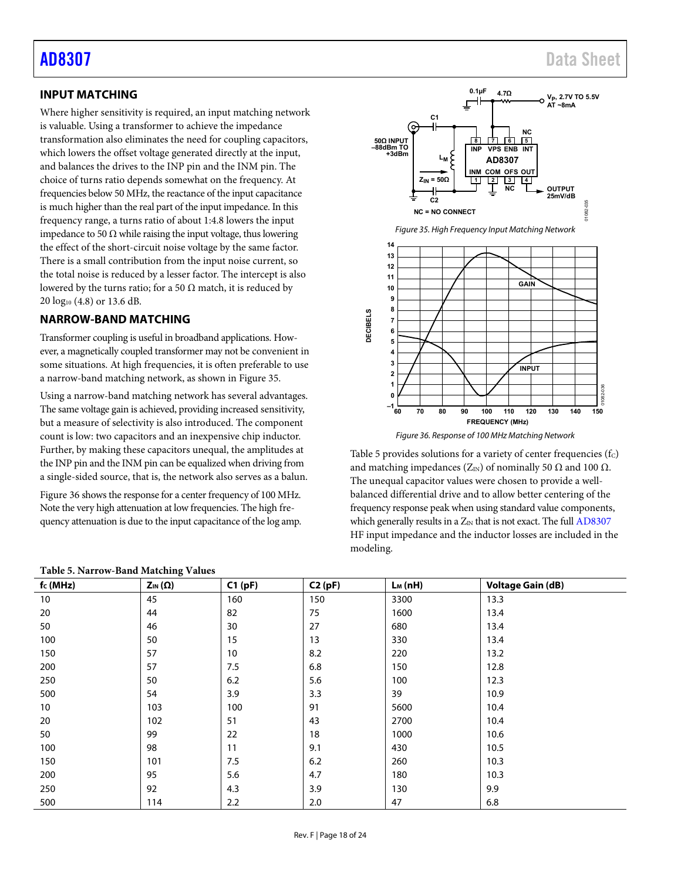## INPUT MATCHING

Where higher sensitivity is required, an input matching network is valuable. Using a transformer to achieve the impedance transformation also eliminates the need for coupling capacitors, which lowers the offset voltage generated directly at the input, and balances the drives to the INP pin and the INM pin. The choice of turns ratio depends somewhat on the frequency. At frequencies below 50 MHz, the reactance of the input capacitance is much higher than the real part of the input impedance. In this frequency range, a turns ratio of about 1:4.8 lowers the input impedance to 50 Ω while raising the input voltage, thus lowering the effect of the short-circuit noise voltage by the same factor. There is a small contribution from the input noise current, so the total noise is reduced by a lesser factor. The intercept is also lowered by the turns ratio; for a 50 Ω match, it is reduced by $20 \log_{10} (4.8)$ or 13.6 dB.

## NARROW-BAND MATCHING

Transformer coupling is useful in broadband applications. However, a magnetically coupled transformer may not be convenient in some situations. At high frequencies, it is often preferable to use a narrow-band matching network, as shown in Figure 35.

Using a narrow-band matching network has several advantages. The same voltage gain is achieved, providing increased sensitivity, but a measure of selectivity is also introduced. The component count is low: two capacitors and an inexpensive chip inductor. Further, by making these capacitors unequal, the amplitudes at the INP pin and the INM pin can be equalized when driving from a single-sided source, that is, the network also serves as a balun.

Figure 36 shows the response for a center frequency of 100 MHz. Note the very high attenuation at low frequencies. The high frequency attenuation is due to the input capacitance of the log amp.

*Figure 35. High Frequency Input Matching Network*

*Figure 36. Response of 100 MHz Matching Network*

Table 5 provides solutions for a variety of center frequencies ($f_C$) and matching impedances ($Z_{IN}$) of nominally 50 Ω and 100 Ω. The unequal capacitor values were chosen to provide a well-balanced differential drive and to allow better centering of the frequency response peak when using standard value components, which generally results in a $Z_{IN}$ that is not exact. The full AD8307 HF input impedance and the inductor losses are included in the modeling.

**Table 5. Narrow-Band Matching Values**

| $f_C$ (MHz) | $Z_{IN}$ (Ω) | C1 (pF) | C2 (pF) | $L_M$ (nH) | Voltage Gain (dB) |
|---|---|---|---|---|---|
| 10 | 45 | 160 | 150 | 3300 | 13.3 |
| 20 | 44 | 82 | 75 | 1600 | 13.4 |
| 50 | 46 | 30 | 27 | 680 | 13.4 |
| 100 | 50 | 15 | 13 | 330 | 13.4 |
| 150 | 57 | 10 | 8.2 | 220 | 13.2 |
| 200 | 57 | 7.5 | 6.8 | 150 | 12.8 |
| 250 | 50 | 6.2 | 5.6 | 100 | 12.3 |
| 500 | 54 | 3.9 | 3.3 | 39 | 10.9 |
| 10 | 103 | 100 | 91 | 5600 | 10.4 |
| 20 | 102 | 51 | 43 | 2700 | 10.4 |
| 50 | 99 | 22 | 18 | 1000 | 10.6 |
| 100 | 98 | 11 | 9.1 | 430 | 10.5 |
| 150 | 101 | 7.5 | 6.2 | 260 | 10.3 |
| 200 | 95 | 5.6 | 4.7 | 180 | 10.3 |
| 250 | 92 | 4.3 | 3.9 | 130 | 9.9 |
| 500 | 114 | 2.2 | 2.0 | 47 | 6.8 |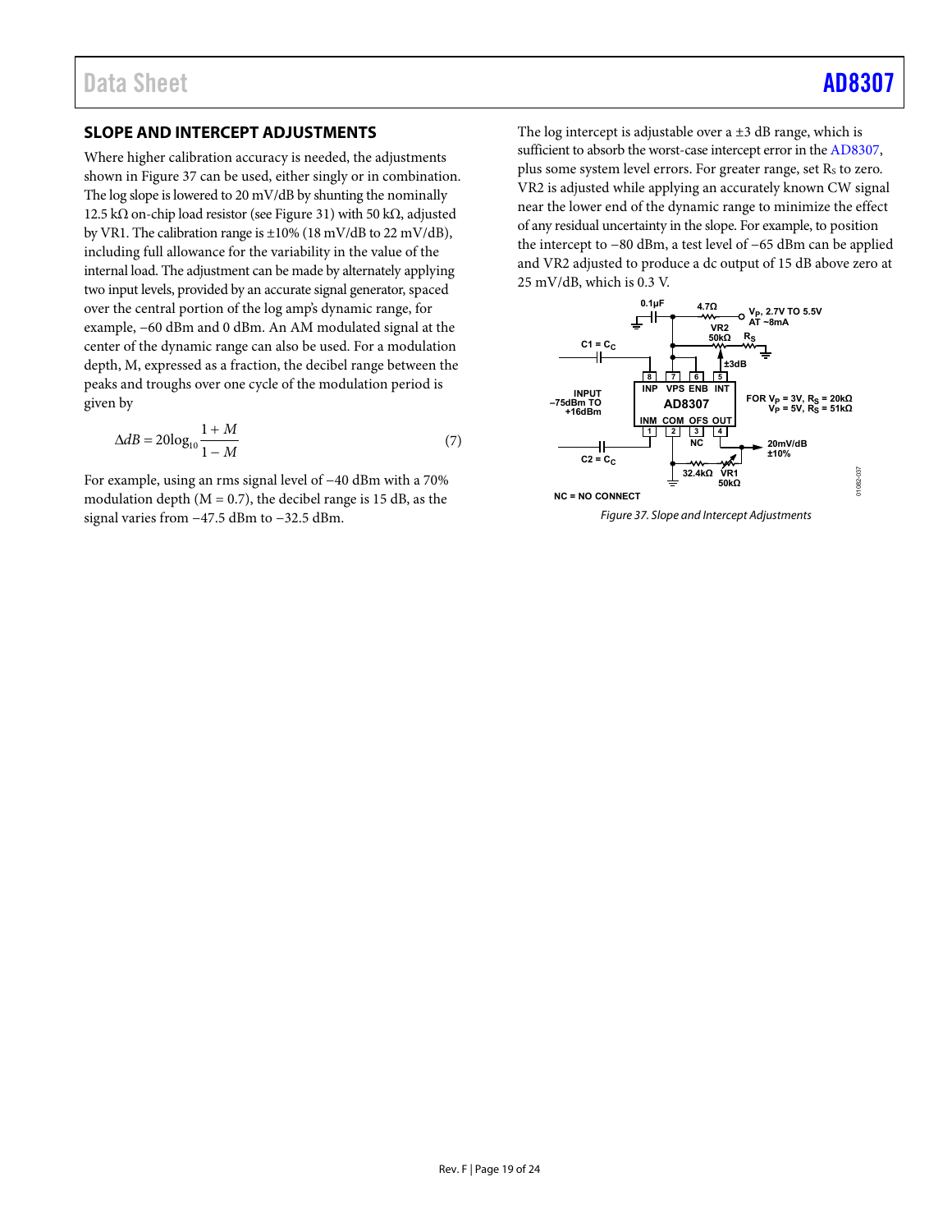## SLOPE AND INTERCEPT ADJUSTMENTS

Where higher calibration accuracy is needed, the adjustments shown in Figure 37 can be used, either singly or in combination. The log slope is lowered to 20 mV/dB by shunting the nominally 12.5 kΩ on-chip load resistor (see Figure 31) with 50 kΩ, adjusted by VR1. The calibration range is ±10% (18 mV/dB to 22 mV/dB), including full allowance for the variability in the value of the internal load. The adjustment can be made by alternately applying two input levels, provided by an accurate signal generator, spaced over the central portion of the log amp's dynamic range, for example, −60 dBm and 0 dBm. An AM modulated signal at the center of the dynamic range can also be used. For a modulation depth, M, expressed as a fraction, the decibel range between the peaks and troughs over one cycle of the modulation period is given by

$$\Delta dB = 20\log_{10}\frac{1+M}{1-M} \tag{7}$$

For example, using an rms signal level of −40 dBm with a 70% modulation depth (M = 0.7), the decibel range is 15 dB, as the signal varies from −47.5 dBm to −32.5 dBm.

The log intercept is adjustable over a ±3 dB range, which is sufficient to absorb the worst-case intercept error in the AD8307, plus some system level errors. For greater range, set $R_S$ to zero. VR2 is adjusted while applying an accurately known CW signal near the lower end of the dynamic range to minimize the effect of any residual uncertainty in the slope. For example, to position the intercept to −80 dBm, a test level of −65 dBm can be applied and VR2 adjusted to produce a dc output of 15 dB above zero at 25 mV/dB, which is 0.3 V.

*Figure 37. Slope and Intercept Adjustments*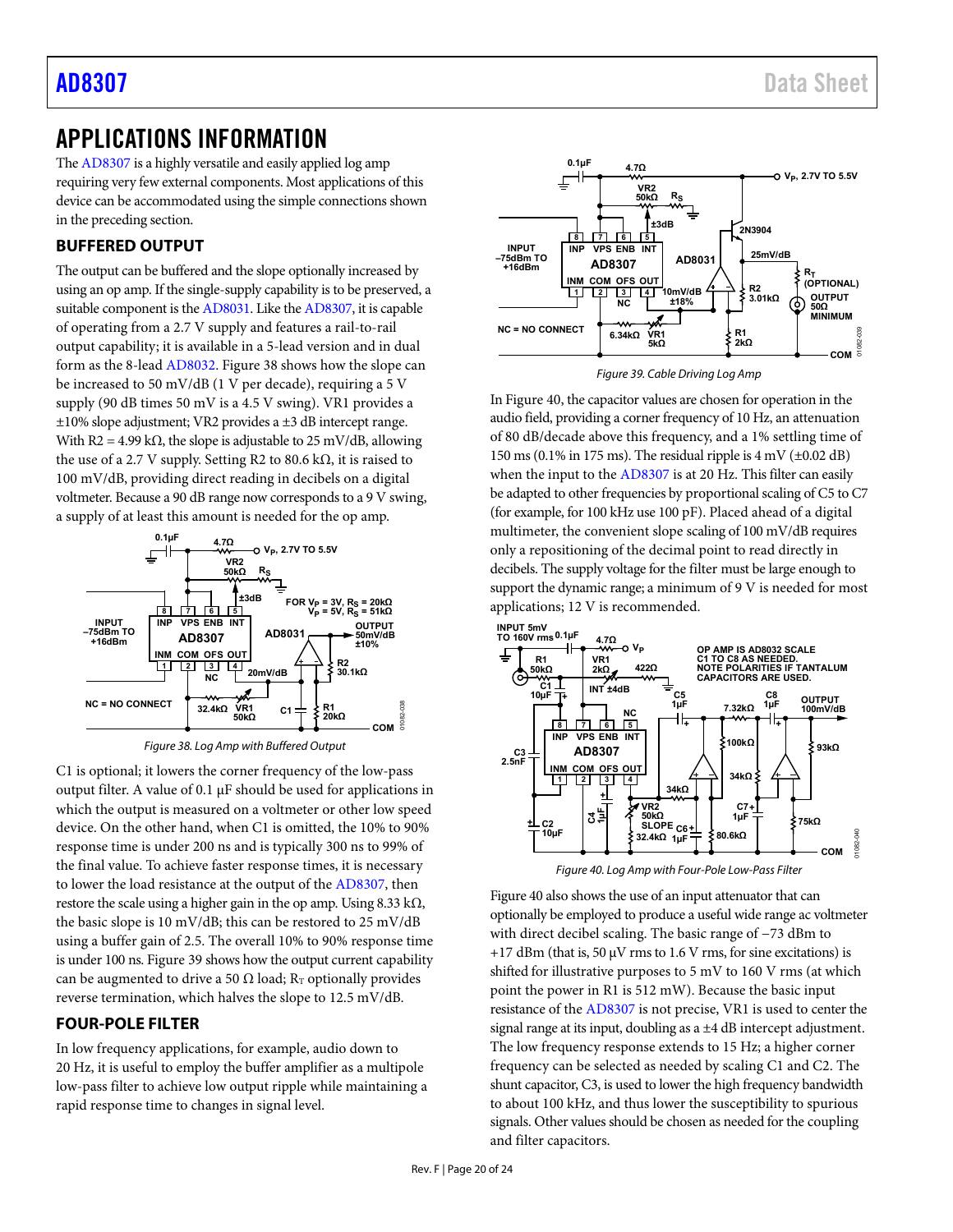# APPLICATIONS INFORMATION

The AD8307 is a highly versatile and easily applied log amp requiring very few external components. Most applications of this device can be accommodated using the simple connections shown in the preceding section.

## BUFFERED OUTPUT

The output can be buffered and the slope optionally increased by using an op amp. If the single-supply capability is to be preserved, a suitable component is the AD8031. Like the AD8307, it is capable of operating from a 2.7 V supply and features a rail-to-rail output capability; it is available in a 5-lead version and in dual form as the 8-lead AD8032. Figure 38 shows how the slope can be increased to 50 mV/dB (1 V per decade), requiring a 5 V supply (90 dB times 50 mV is a 4.5 V swing). VR1 provides a ±10% slope adjustment; VR2 provides a ±3 dB intercept range. With R2 = 4.99 kΩ, the slope is adjustable to 25 mV/dB, allowing the use of a 2.7 V supply. Setting R2 to 80.6 kΩ, it is raised to 100 mV/dB, providing direct reading in decibels on a digital voltmeter. Because a 90 dB range now corresponds to a 9 V swing, a supply of at least this amount is needed for the op amp.

Figure 38. Log Amp with Buffered Output

C1 is optional; it lowers the corner frequency of the low-pass output filter. A value of 0.1 µF should be used for applications in which the output is measured on a voltmeter or other low speed device. On the other hand, when C1 is omitted, the 10% to 90% response time is under 200 ns and is typically 300 ns to 99% of the final value. To achieve faster response times, it is necessary to lower the load resistance at the output of the AD8307, then restore the scale using a higher gain in the op amp. Using 8.33 kΩ, the basic slope is 10 mV/dB; this can be restored to 25 mV/dB using a buffer gain of 2.5. The overall 10% to 90% response time is under 100 ns. Figure 39 shows how the output current capability can be augmented to drive a 50 Ω load; $R_T$ optionally provides reverse termination, which halves the slope to 12.5 mV/dB.

## FOUR-POLE FILTER

In low frequency applications, for example, audio down to 20 Hz, it is useful to employ the buffer amplifier as a multipole low-pass filter to achieve low output ripple while maintaining a rapid response time to changes in signal level.

Figure 39. Cable Driving Log Amp

In Figure 40, the capacitor values are chosen for operation in the audio field, providing a corner frequency of 10 Hz, an attenuation of 80 dB/decade above this frequency, and a 1% settling time of 150 ms (0.1% in 175 ms). The residual ripple is 4 mV (±0.02 dB) when the input to the AD8307 is at 20 Hz. This filter can easily be adapted to other frequencies by proportional scaling of C5 to C7 (for example, for 100 kHz use 100 pF). Placed ahead of a digital multimeter, the convenient slope scaling of 100 mV/dB requires only a repositioning of the decimal point to read directly in decibels. The supply voltage for the filter must be large enough to support the dynamic range; a minimum of 9 V is needed for most applications; 12 V is recommended.

Figure 40. Log Amp with Four-Pole Low-Pass Filter

Figure 40 also shows the use of an input attenuator that can optionally be employed to produce a useful wide range ac voltmeter with direct decibel scaling. The basic range of −73 dBm to +17 dBm (that is, 50 µV rms to 1.6 V rms, for sine excitations) is shifted for illustrative purposes to 5 mV to 160 V rms (at which point the power in R1 is 512 mW). Because the basic input resistance of the AD8307 is not precise, VR1 is used to center the signal range at its input, doubling as a ±4 dB intercept adjustment. The low frequency response extends to 15 Hz; a higher corner frequency can be selected as needed by scaling C1 and C2. The shunt capacitor, C3, is used to lower the high frequency bandwidth to about 100 kHz, and thus lower the susceptibility to spurious signals. Other values should be chosen as needed for the coupling and filter capacitors.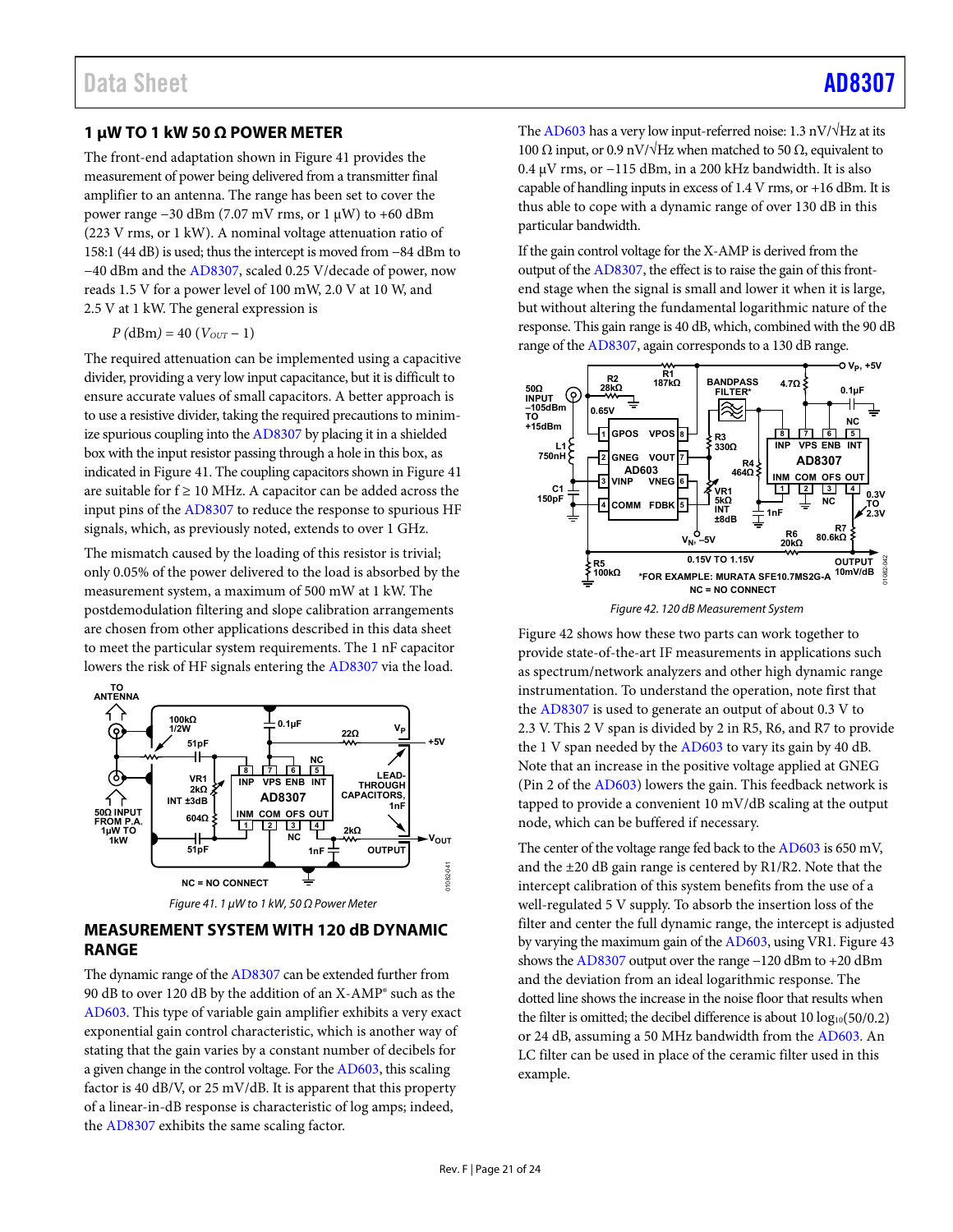## 1 µW TO 1 kW 50 Ω POWER METER

The front-end adaptation shown in Figure 41 provides the measurement of power being delivered from a transmitter final amplifier to an antenna. The range has been set to cover the power range −30 dBm (7.07 mV rms, or 1 µW) to +60 dBm (223 V rms, or 1 kW). A nominal voltage attenuation ratio of 158:1 (44 dB) is used; thus the intercept is moved from −84 dBm to −40 dBm and the AD8307, scaled 0.25 V/decade of power, now reads 1.5 V for a power level of 100 mW, 2.0 V at 10 W, and 2.5 V at 1 kW. The general expression is

$$P\text{ (dBm)} = 40\ (V_{OUT} - 1)$$

The required attenuation can be implemented using a capacitive divider, providing a very low input capacitance, but it is difficult to ensure accurate values of small capacitors. A better approach is to use a resistive divider, taking the required precautions to minimize spurious coupling into the AD8307 by placing it in a shielded box with the input resistor passing through a hole in this box, as indicated in Figure 41. The coupling capacitors shown in Figure 41 are suitable for f ≥ 10 MHz. A capacitor can be added across the input pins of the AD8307 to reduce the response to spurious HF signals, which, as previously noted, extends to over 1 GHz.

The mismatch caused by the loading of this resistor is trivial; only 0.05% of the power delivered to the load is absorbed by the measurement system, a maximum of 500 mW at 1 kW. The postdemodulation filtering and slope calibration arrangements are chosen from other applications described in this data sheet to meet the particular system requirements. The 1 nF capacitor lowers the risk of HF signals entering the AD8307 via the load.

*Figure 41. 1 µW to 1 kW, 50 Ω Power Meter*

## MEASUREMENT SYSTEM WITH 120 dB DYNAMIC RANGE

The dynamic range of the AD8307 can be extended further from 90 dB to over 120 dB by the addition of an X-AMP® such as the AD603. This type of variable gain amplifier exhibits a very exact exponential gain control characteristic, which is another way of stating that the gain varies by a constant number of decibels for a given change in the control voltage. For the AD603, this scaling factor is 40 dB/V, or 25 mV/dB. It is apparent that this property of a linear-in-dB response is characteristic of log amps; indeed, the AD8307 exhibits the same scaling factor.

The AD603 has a very low input-referred noise: 1.3 nV/√Hz at its 100 Ω input, or 0.9 nV/√Hz when matched to 50 Ω, equivalent to 0.4 µV rms, or −115 dBm, in a 200 kHz bandwidth. It is also capable of handling inputs in excess of 1.4 V rms, or +16 dBm. It is thus able to cope with a dynamic range of over 130 dB in this particular bandwidth.

If the gain control voltage for the X-AMP is derived from the output of the AD8307, the effect is to raise the gain of this front-end stage when the signal is small and lower it when it is large, but without altering the fundamental logarithmic nature of the response. This gain range is 40 dB, which, combined with the 90 dB range of the AD8307, again corresponds to a 130 dB range.

*Figure 42. 120 dB Measurement System*

Figure 42 shows how these two parts can work together to provide state-of-the-art IF measurements in applications such as spectrum/network analyzers and other high dynamic range instrumentation. To understand the operation, note first that the AD8307 is used to generate an output of about 0.3 V to 2.3 V. This 2 V span is divided by 2 in R5, R6, and R7 to provide the 1 V span needed by the AD603 to vary its gain by 40 dB. Note that an increase in the positive voltage applied at GNEG (Pin 2 of the AD603) lowers the gain. This feedback network is tapped to provide a convenient 10 mV/dB scaling at the output node, which can be buffered if necessary.

The center of the voltage range fed back to the AD603 is 650 mV, and the ±20 dB gain range is centered by R1/R2. Note that the intercept calibration of this system benefits from the use of a well-regulated 5 V supply. To absorb the insertion loss of the filter and center the full dynamic range, the intercept is adjusted by varying the maximum gain of the AD603, using VR1. Figure 43 shows the AD8307 output over the range −120 dBm to +20 dBm and the deviation from an ideal logarithmic response. The dotted line shows the increase in the noise floor that results when the filter is omitted; the decibel difference is about $10 \log_{10}(50/0.2)$ or 24 dB, assuming a 50 MHz bandwidth from the AD603. An LC filter can be used in place of the ceramic filter used in this example.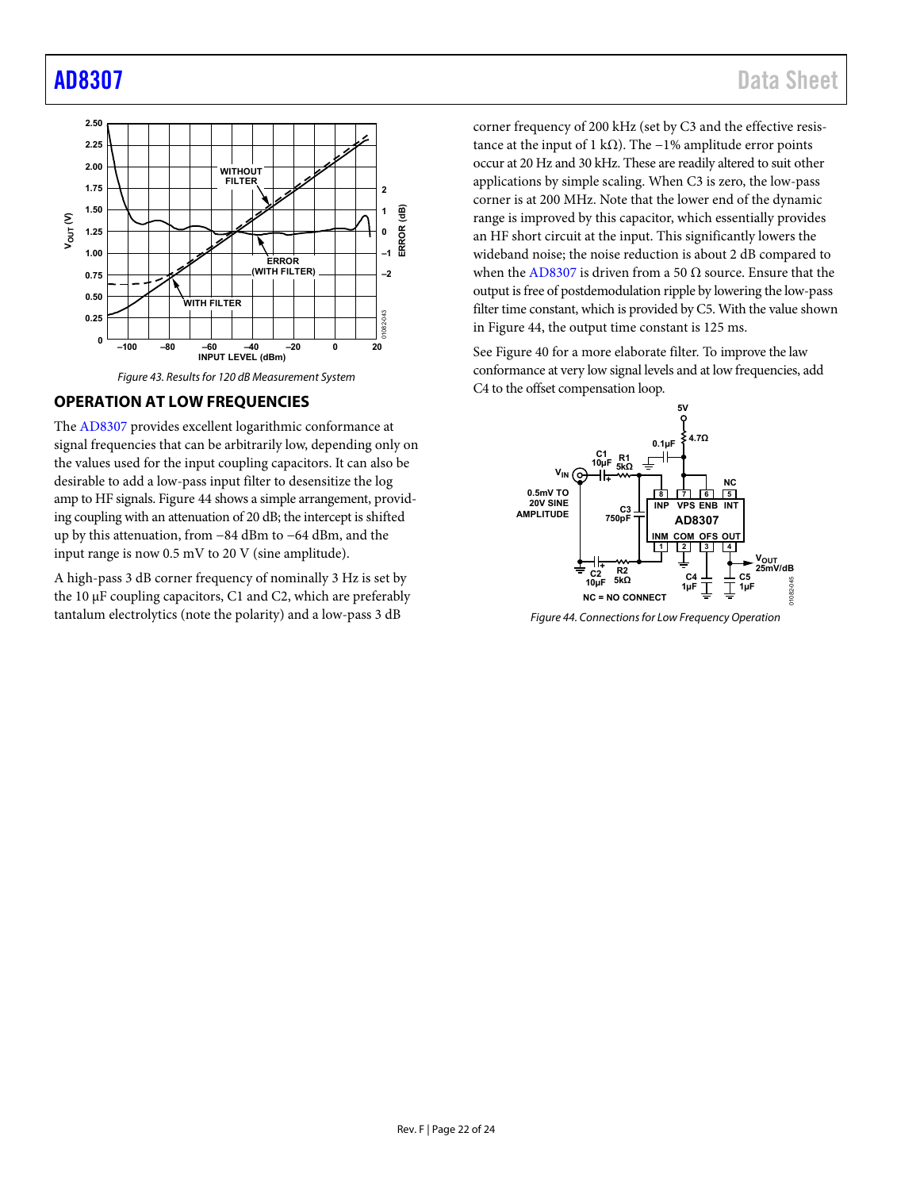Figure 43. Results for 120 dB Measurement System

## OPERATION AT LOW FREQUENCIES

The AD8307 provides excellent logarithmic conformance at signal frequencies that can be arbitrarily low, depending only on the values used for the input coupling capacitors. It can also be desirable to add a low-pass input filter to desensitize the log amp to HF signals. Figure 44 shows a simple arrangement, providing coupling with an attenuation of 20 dB; the intercept is shifted up by this attenuation, from −84 dBm to −64 dBm, and the input range is now 0.5 mV to 20 V (sine amplitude).

A high-pass 3 dB corner frequency of nominally 3 Hz is set by the 10 μF coupling capacitors, C1 and C2, which are preferably tantalum electrolytics (note the polarity) and a low-pass 3 dB corner frequency of 200 kHz (set by C3 and the effective resistance at the input of 1 kΩ). The −1% amplitude error points occur at 20 Hz and 30 kHz. These are readily altered to suit other applications by simple scaling. When C3 is zero, the low-pass corner is at 200 MHz. Note that the lower end of the dynamic range is improved by this capacitor, which essentially provides an HF short circuit at the input. This significantly lowers the wideband noise; the noise reduction is about 2 dB compared to when the AD8307 is driven from a 50 Ω source. Ensure that the output is free of postdemodulation ripple by lowering the low-pass filter time constant, which is provided by C5. With the value shown in Figure 44, the output time constant is 125 ms.

See Figure 40 for a more elaborate filter. To improve the law conformance at very low signal levels and at low frequencies, add C4 to the offset compensation loop.

Figure 44. Connections for Low Frequency Operation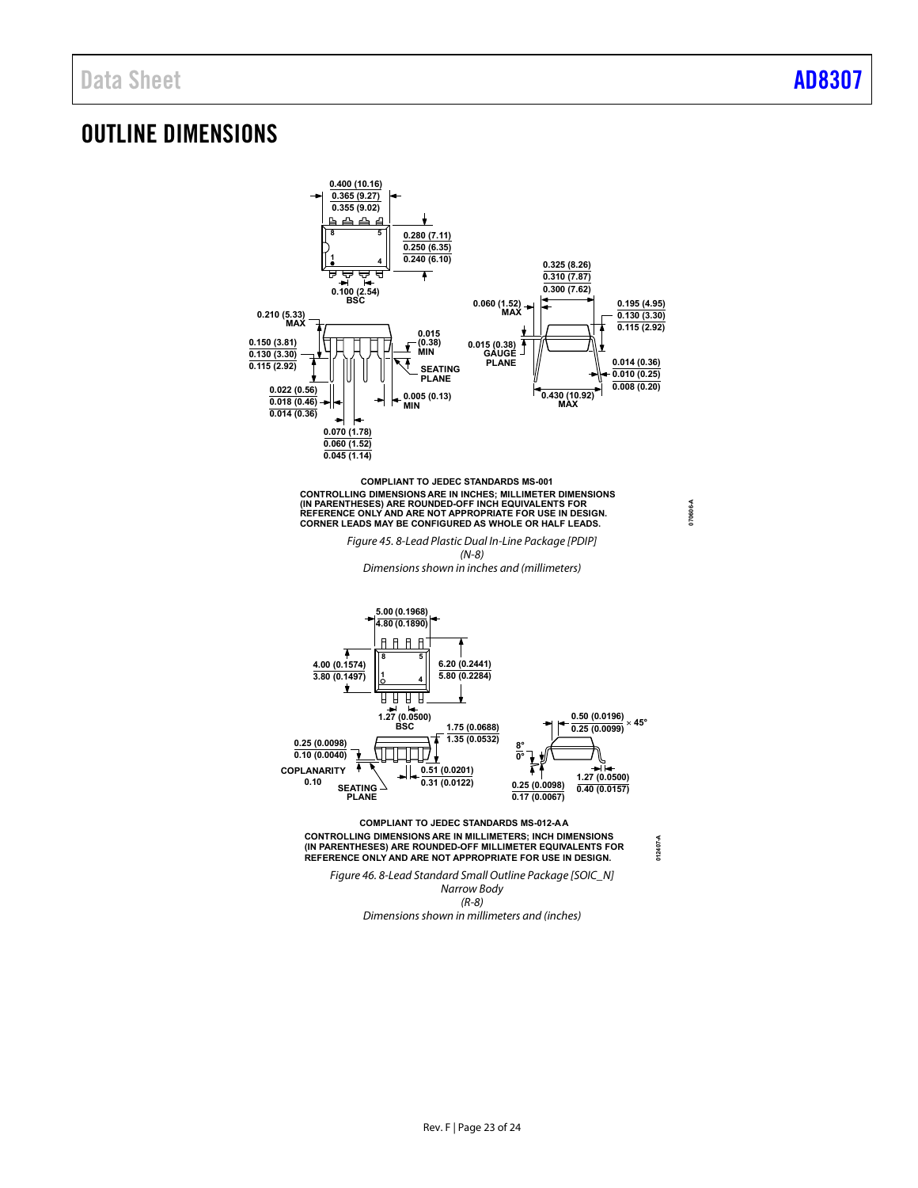## OUTLINE DIMENSIONS

COMPLIANT TO JEDEC STANDARDS MS-001

CONTROLLING DIMENSIONS ARE IN INCHES; MILLIMETER DIMENSIONS (IN PARENTHESES) ARE ROUNDED-OFF INCH EQUIVALENTS FOR REFERENCE ONLY AND ARE NOT APPROPRIATE FOR USE IN DESIGN. CORNER LEADS MAY BE CONFIGURED AS WHOLE OR HALF LEADS.

*Figure 45. 8-Lead Plastic Dual In-Line Package [PDIP] (N-8) Dimensions shown in inches and (millimeters)*

COMPLIANT TO JEDEC STANDARDS MS-012-AA

CONTROLLING DIMENSIONS ARE IN MILLIMETERS; INCH DIMENSIONS (IN PARENTHESES) ARE ROUNDED-OFF MILLIMETER EQUIVALENTS FOR REFERENCE ONLY AND ARE NOT APPROPRIATE FOR USE IN DESIGN.

*Figure 46. 8-Lead Standard Small Outline Package [SOIC_N] Narrow Body (R-8) Dimensions shown in millimeters and (inches)*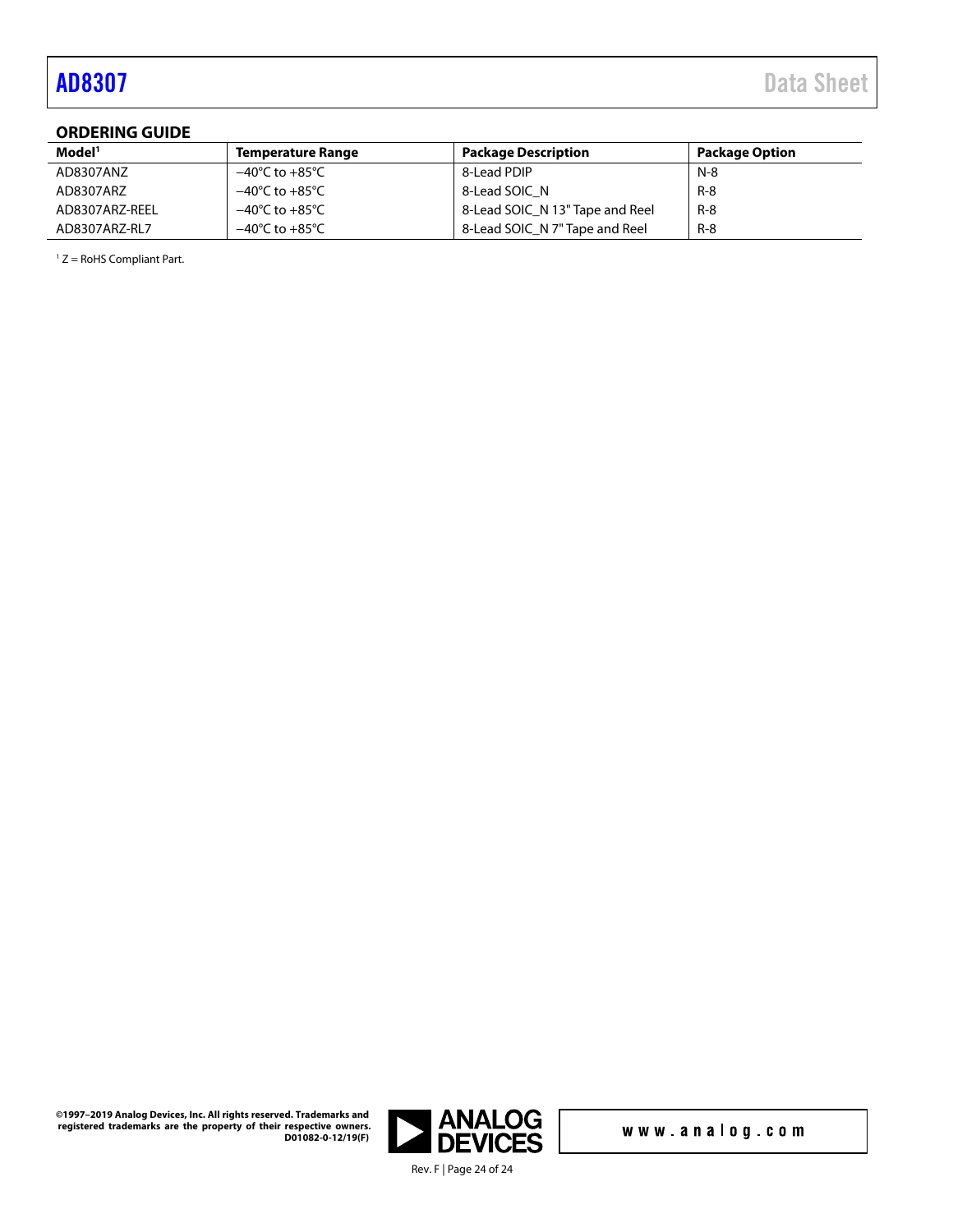## ORDERING GUIDE

| Model[1] | Temperature Range | Package Description | Package Option |
|---|---|---|---|
| AD8307ANZ | −40°C to +85°C | 8-Lead PDIP | N-8 |
| AD8307ARZ | −40°C to +85°C | 8-Lead SOIC_N | R-8 |
| AD8307ARZ-REEL | −40°C to +85°C | 8-Lead SOIC_N 13" Tape and Reel | R-8 |
| AD8307ARZ-RL7 | −40°C to +85°C | 8-Lead SOIC_N 7" Tape and Reel | R-8 |

[1] Z = RoHS Compliant Part.

**©1997–2019 Analog Devices, Inc. All rights reserved. Trademarks and registered trademarks are the property of their respective owners. D01082-0-12/19(F)**

www.analog.com